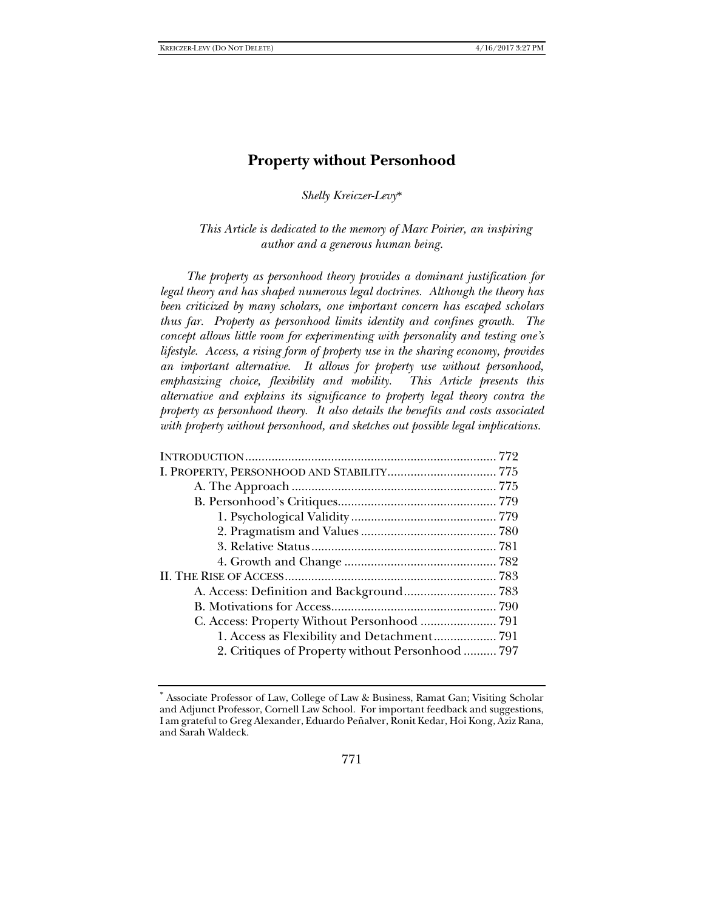# Property without Personhood

*Shelly Kreiczer-Levy*\*

*This Article is dedicated to the memory of Marc Poirier, an inspiring author and a generous human being.*

*The property as personhood theory provides a dominant justification for legal theory and has shaped numerous legal doctrines. Although the theory has been criticized by many scholars, one important concern has escaped scholars thus far. Property as personhood limits identity and confines growth. The concept allows little room for experimenting with personality and testing one's lifestyle. Access, a rising form of property use in the sharing economy, provides an important alternative. It allows for property use without personhood, emphasizing choice, flexibility and mobility. This Article presents this alternative and explains its significance to property legal theory contra the property as personhood theory. It also details the benefits and costs associated with property without personhood, and sketches out possible legal implications.*

| | |
|---|---|
| INTRODUCTION | 772 |
| I. PROPERTY, PERSONHOOD AND STABILITY | 775 |
| A. The Approach | 775 |
| B. Personhood's Critiques | 779 |
| 1. Psychological Validity | 779 |
| 2. Pragmatism and Values | 780 |
| 3. Relative Status | 781 |
| 4. Growth and Change | 782 |
| II. THE RISE OF ACCESS | 783 |
| A. Access: Definition and Background | 783 |
| B. Motivations for Access | 790 |
| C. Access: Property Without Personhood | 791 |
| 1. Access as Flexibility and Detachment | 791 |
| 2. Critiques of Property without Personhood | 797 |

\* Associate Professor of Law, College of Law & Business, Ramat Gan; Visiting Scholar and Adjunct Professor, Cornell Law School. For important feedback and suggestions, I am grateful to Greg Alexander, Eduardo Peñalver, Ronit Kedar, Hoi Kong, Aziz Rana, and Sarah Waldeck.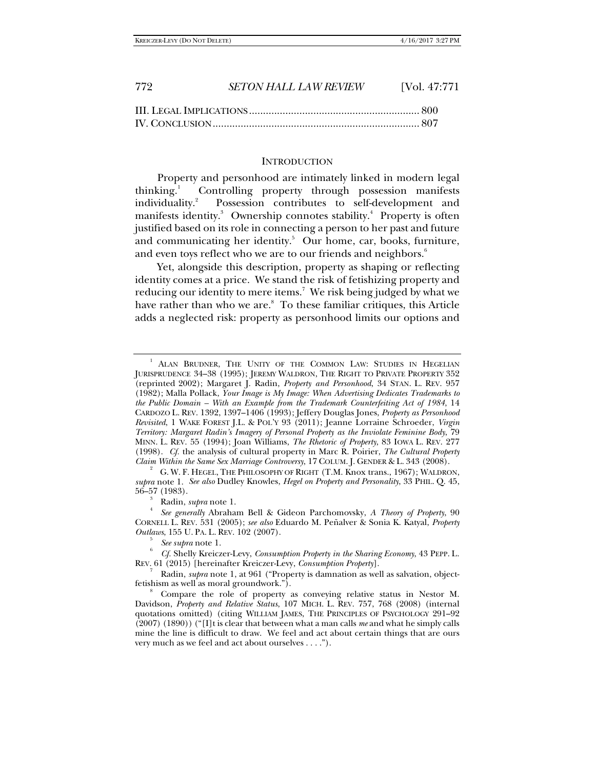III. LEGAL IMPLICATIONS ............................................................ 800
IV. CONCLUSION ......................................................................... 807

## INTRODUCTION

Property and personhood are intimately linked in modern legal thinking.[1] Controlling property through possession manifests individuality.[2] Possession contributes to self-development and manifests identity.[3] Ownership connotes stability.[4] Property is often justified based on its role in connecting a person to her past and future and communicating her identity.[5] Our home, car, books, furniture, and even toys reflect who we are to our friends and neighbors.[6]

Yet, alongside this description, property as shaping or reflecting identity comes at a price. We stand the risk of fetishizing property and reducing our identity to mere items.[7] We risk being judged by what we have rather than who we are.[8] To these familiar critiques, this Article adds a neglected risk: property as personhood limits our options and

---

[1] ALAN BRUDNER, THE UNITY OF THE COMMON LAW: STUDIES IN HEGELIAN JURISPRUDENCE 34–38 (1995); JEREMY WALDRON, THE RIGHT TO PRIVATE PROPERTY 352 (reprinted 2002); Margaret J. Radin, *Property and Personhood*, 34 STAN. L. REV. 957 (1982); Malla Pollack, *Your Image is My Image: When Advertising Dedicates Trademarks to the Public Domain – With an Example from the Trademark Counterfeiting Act of 1984*, 14 CARDOZO L. REV. 1392, 1397–1406 (1993); Jeffery Douglas Jones, *Property as Personhood Revisited*, 1 WAKE FOREST J.L. & POL'Y 93 (2011); Jeanne Lorraine Schroeder, *Virgin Territory: Margaret Radin's Imagery of Personal Property as the Inviolate Feminine Body*, 79 MINN. L. REV. 55 (1994); Joan Williams, *The Rhetoric of Property*, 83 IOWA L. REV. 277 (1998). *Cf.* the analysis of cultural property in Marc R. Poirier, *The Cultural Property Claim Within the Same Sex Marriage Controversy*, 17 COLUM. J. GENDER & L. 343 (2008).

[2] G. W. F. HEGEL, THE PHILOSOPHY OF RIGHT (T.M. Knox trans., 1967); WALDRON, *supra* note 1. *See also* Dudley Knowles, *Hegel on Property and Personality*, 33 PHIL. Q. 45, 56–57 (1983).

[3] Radin, *supra* note 1.

[4] *See generally* Abraham Bell & Gideon Parchomovsky, *A Theory of Property*, 90 CORNELL L. REV. 531 (2005); *see also* Eduardo M. Peñalver & Sonia K. Katyal, *Property Outlaws*, 155 U. PA. L. REV. 102 (2007).

[5] *See supra* note 1.

[6] *Cf.* Shelly Kreiczer-Levy, *Consumption Property in the Sharing Economy*, 43 PEPP. L. REV. 61 (2015) [hereinafter Kreiczer-Levy, *Consumption Property*].

[7] Radin, *supra* note 1, at 961 ("Property is damnation as well as salvation, object-fetishism as well as moral groundwork.").

[8] Compare the role of property as conveying relative status in Nestor M. Davidson, *Property and Relative Status*, 107 MICH. L. REV. 757, 768 (2008) (internal quotations omitted) (citing WILLIAM JAMES, THE PRINCIPLES OF PSYCHOLOGY 291–92 (2007) (1890)) ("[I]t is clear that between what a man calls *me* and what he simply calls mine the line is difficult to draw. We feel and act about certain things that are ours very much as we feel and act about ourselves . . . .").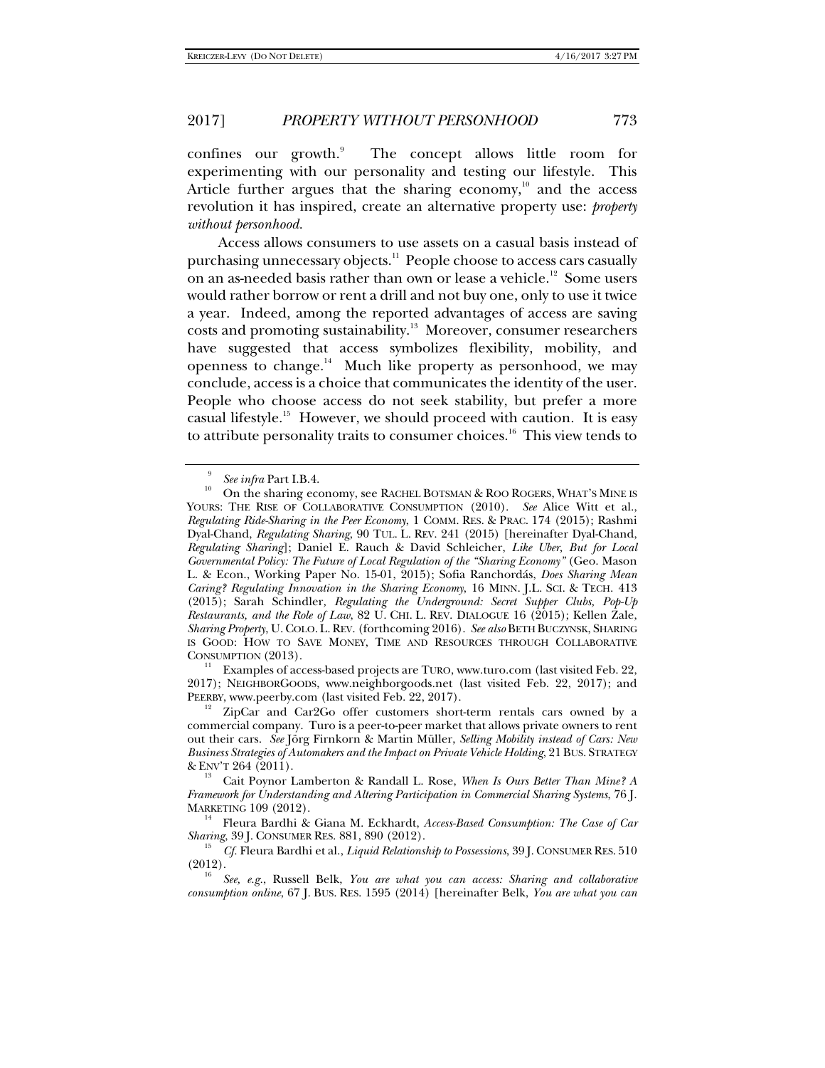confines our growth.[9] The concept allows little room for experimenting with our personality and testing our lifestyle. This Article further argues that the sharing economy,[10] and the access revolution it has inspired, create an alternative property use: *property without personhood*.

Access allows consumers to use assets on a casual basis instead of purchasing unnecessary objects.[11] People choose to access cars casually on an as-needed basis rather than own or lease a vehicle.[12] Some users would rather borrow or rent a drill and not buy one, only to use it twice a year. Indeed, among the reported advantages of access are saving costs and promoting sustainability.[13] Moreover, consumer researchers have suggested that access symbolizes flexibility, mobility, and openness to change.[14] Much like property as personhood, we may conclude, access is a choice that communicates the identity of the user. People who choose access do not seek stability, but prefer a more casual lifestyle.[15] However, we should proceed with caution. It is easy to attribute personality traits to consumer choices.[16] This view tends to

---

[9] *See infra* Part I.B.4.

[10] On the sharing economy, see RACHEL BOTSMAN & ROO ROGERS, WHAT'S MINE IS YOURS: THE RISE OF COLLABORATIVE CONSUMPTION (2010). *See* Alice Witt et al., *Regulating Ride-Sharing in the Peer Economy*, 1 COMM. RES. & PRAC. 174 (2015); Rashmi Dyal-Chand, *Regulating Sharing*, 90 TUL. L. REV. 241 (2015) [hereinafter Dyal-Chand, *Regulating Sharing*]; Daniel E. Rauch & David Schleicher, *Like Uber, But for Local Governmental Policy: The Future of Local Regulation of the "Sharing Economy"* (Geo. Mason L. & Econ., Working Paper No. 15-01, 2015); Sofia Ranchordás, *Does Sharing Mean Caring? Regulating Innovation in the Sharing Economy*, 16 MINN. J.L. SCI. & TECH. 413 (2015); Sarah Schindler, *Regulating the Underground: Secret Supper Clubs, Pop-Up Restaurants, and the Role of Law*, 82 U. CHI. L. REV. DIALOGUE 16 (2015); Kellen Zale, *Sharing Property*, U. COLO. L. REV. (forthcoming 2016). *See also* BETH BUCZYNSK, SHARING IS GOOD: HOW TO SAVE MONEY, TIME AND RESOURCES THROUGH COLLABORATIVE CONSUMPTION (2013).

[11] Examples of access-based projects are TURO, www.turo.com (last visited Feb. 22, 2017); NEIGHBORGOODS, www.neighborgoods.net (last visited Feb. 22, 2017); and PEERBY, www.peerby.com (last visited Feb. 22, 2017).

[12] ZipCar and Car2Go offer customers short-term rentals cars owned by a commercial company. Turo is a peer-to-peer market that allows private owners to rent out their cars. *See* Jörg Firnkorn & Martin Müller, *Selling Mobility instead of Cars: New Business Strategies of Automakers and the Impact on Private Vehicle Holding*, 21 BUS. STRATEGY & ENV'T 264 (2011).

[13] Cait Poynor Lamberton & Randall L. Rose, *When Is Ours Better Than Mine? A Framework for Understanding and Altering Participation in Commercial Sharing Systems*, 76 J. MARKETING 109 (2012).

[14] Fleura Bardhi & Giana M. Eckhardt, *Access-Based Consumption: The Case of Car Sharing*, 39 J. CONSUMER RES. 881, 890 (2012).

[15] *Cf.* Fleura Bardhi et al., *Liquid Relationship to Possessions*, 39 J. CONSUMER RES. 510 (2012).

[16] *See, e.g.*, Russell Belk, *You are what you can access: Sharing and collaborative consumption online*, 67 J. BUS. RES. 1595 (2014) [hereinafter Belk, *You are what you can*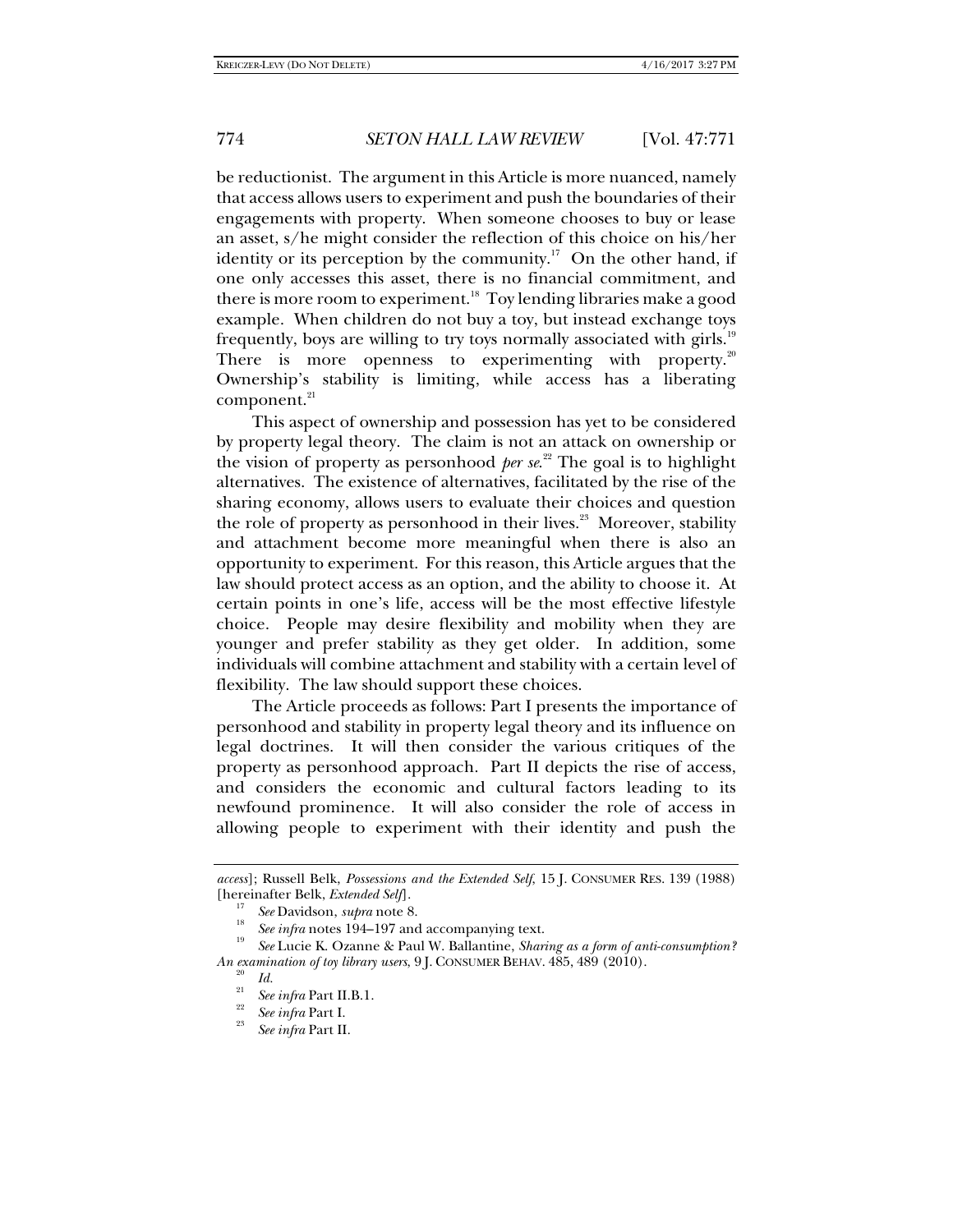be reductionist. The argument in this Article is more nuanced, namely that access allows users to experiment and push the boundaries of their engagements with property. When someone chooses to buy or lease an asset, s/he might consider the reflection of this choice on his/her identity or its perception by the community.[17] On the other hand, if one only accesses this asset, there is no financial commitment, and there is more room to experiment.[18] Toy lending libraries make a good example. When children do not buy a toy, but instead exchange toys frequently, boys are willing to try toys normally associated with girls.[19] There is more openness to experimenting with property.[20] Ownership's stability is limiting, while access has a liberating component.[21]

This aspect of ownership and possession has yet to be considered by property legal theory. The claim is not an attack on ownership or the vision of property as personhood *per se*.[22] The goal is to highlight alternatives. The existence of alternatives, facilitated by the rise of the sharing economy, allows users to evaluate their choices and question the role of property as personhood in their lives.[23] Moreover, stability and attachment become more meaningful when there is also an opportunity to experiment. For this reason, this Article argues that the law should protect access as an option, and the ability to choose it. At certain points in one's life, access will be the most effective lifestyle choice. People may desire flexibility and mobility when they are younger and prefer stability as they get older. In addition, some individuals will combine attachment and stability with a certain level of flexibility. The law should support these choices.

The Article proceeds as follows: Part I presents the importance of personhood and stability in property legal theory and its influence on legal doctrines. It will then consider the various critiques of the property as personhood approach. Part II depicts the rise of access, and considers the economic and cultural factors leading to its newfound prominence. It will also consider the role of access in allowing people to experiment with their identity and push the

---

*access*]; Russell Belk, *Possessions and the Extended Self*, 15 J. CONSUMER RES. 139 (1988) [hereinafter Belk, *Extended Self*].

[17] *See* Davidson, *supra* note 8.

[18] *See infra* notes 194–197 and accompanying text.

[19] *See* Lucie K. Ozanne & Paul W. Ballantine, *Sharing as a form of anti-consumption? An examination of toy library users*, 9 J. CONSUMER BEHAV. 485, 489 (2010).

[20] *Id.*

[21] *See infra* Part II.B.1.

[22] *See infra* Part I.

[23] *See infra* Part II.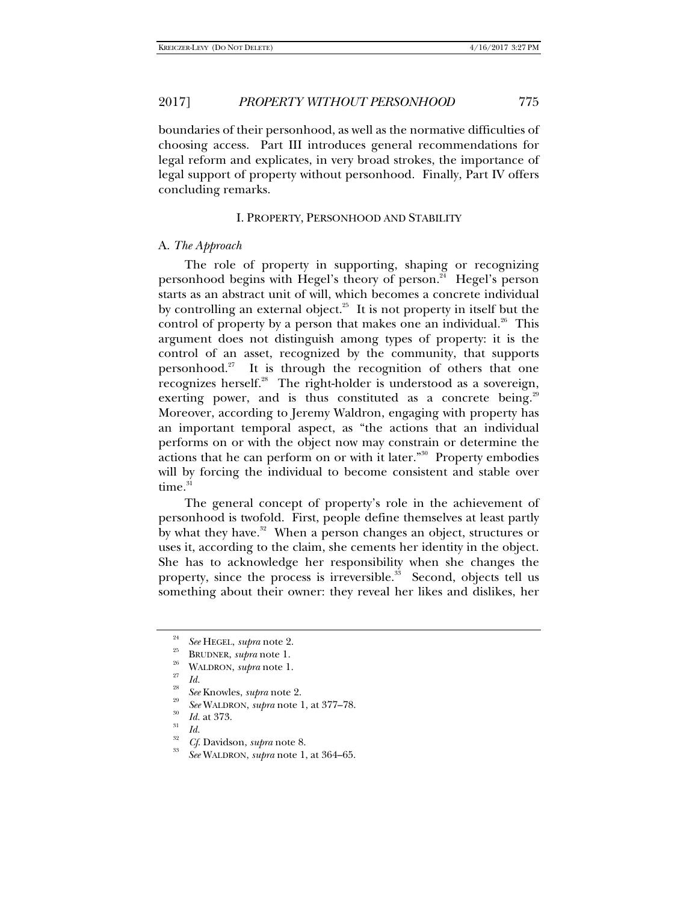boundaries of their personhood, as well as the normative difficulties of choosing access. Part III introduces general recommendations for legal reform and explicates, in very broad strokes, the importance of legal support of property without personhood. Finally, Part IV offers concluding remarks.

## I. PROPERTY, PERSONHOOD AND STABILITY

### A. *The Approach*

The role of property in supporting, shaping or recognizing personhood begins with Hegel's theory of person.[24] Hegel's person starts as an abstract unit of will, which becomes a concrete individual by controlling an external object.[25] It is not property in itself but the control of property by a person that makes one an individual.[26] This argument does not distinguish among types of property: it is the control of an asset, recognized by the community, that supports personhood.[27] It is through the recognition of others that one recognizes herself.[28] The right-holder is understood as a sovereign, exerting power, and is thus constituted as a concrete being.[29] Moreover, according to Jeremy Waldron, engaging with property has an important temporal aspect, as "the actions that an individual performs on or with the object now may constrain or determine the actions that he can perform on or with it later."[30] Property embodies will by forcing the individual to become consistent and stable over time.[31]

The general concept of property's role in the achievement of personhood is twofold. First, people define themselves at least partly by what they have.[32] When a person changes an object, structures or uses it, according to the claim, she cements her identity in the object. She has to acknowledge her responsibility when she changes the property, since the process is irreversible.[33] Second, objects tell us something about their owner: they reveal her likes and dislikes, her

---

[24] *See* HEGEL, *supra* note 2.

[25] BRUDNER, *supra* note 1.

[26] WALDRON, *supra* note 1.

[27] *Id.*

[28] *See* Knowles, *supra* note 2.

[29] *See* WALDRON, *supra* note 1, at 377–78.

[30] *Id.* at 373.

[31] *Id.*

[32] *Cf.* Davidson, *supra* note 8.

[33] *See* WALDRON, *supra* note 1, at 364–65.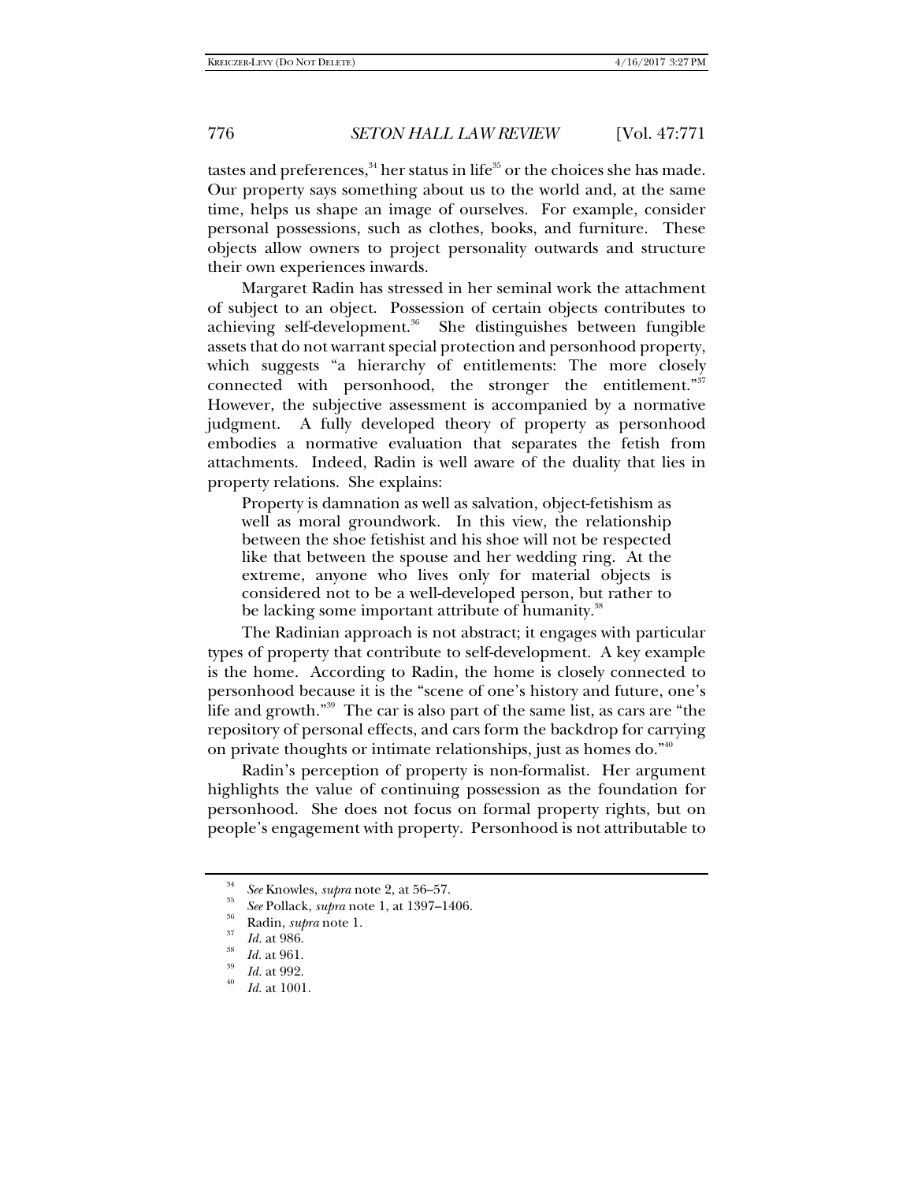tastes and preferences,[34] her status in life[35] or the choices she has made. Our property says something about us to the world and, at the same time, helps us shape an image of ourselves. For example, consider personal possessions, such as clothes, books, and furniture. These objects allow owners to project personality outwards and structure their own experiences inwards.

Margaret Radin has stressed in her seminal work the attachment of subject to an object. Possession of certain objects contributes to achieving self-development.[36] She distinguishes between fungible assets that do not warrant special protection and personhood property, which suggests "a hierarchy of entitlements: The more closely connected with personhood, the stronger the entitlement."[37] However, the subjective assessment is accompanied by a normative judgment. A fully developed theory of property as personhood embodies a normative evaluation that separates the fetish from attachments. Indeed, Radin is well aware of the duality that lies in property relations. She explains:

> Property is damnation as well as salvation, object-fetishism as well as moral groundwork. In this view, the relationship between the shoe fetishist and his shoe will not be respected like that between the spouse and her wedding ring. At the extreme, anyone who lives only for material objects is considered not to be a well-developed person, but rather to be lacking some important attribute of humanity.[38]

The Radinian approach is not abstract; it engages with particular types of property that contribute to self-development. A key example is the home. According to Radin, the home is closely connected to personhood because it is the "scene of one's history and future, one's life and growth."[39] The car is also part of the same list, as cars are "the repository of personal effects, and cars form the backdrop for carrying on private thoughts or intimate relationships, just as homes do."[40]

Radin's perception of property is non-formalist. Her argument highlights the value of continuing possession as the foundation for personhood. She does not focus on formal property rights, but on people's engagement with property. Personhood is not attributable to

---

[34] *See* Knowles, *supra* note 2, at 56–57.

[35] *See* Pollack, *supra* note 1, at 1397–1406.

[36] Radin, *supra* note 1.

[37] *Id.* at 986.

[38] *Id.* at 961.

[39] *Id.* at 992.

[40] *Id.* at 1001.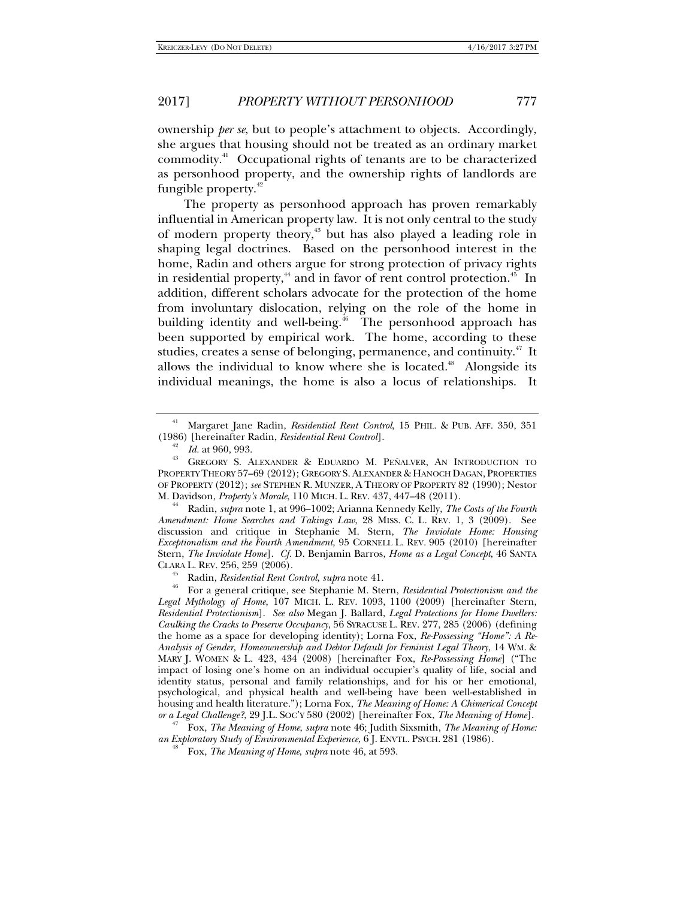ownership *per se*, but to people's attachment to objects. Accordingly, she argues that housing should not be treated as an ordinary market commodity.[41] Occupational rights of tenants are to be characterized as personhood property, and the ownership rights of landlords are fungible property.[42]

The property as personhood approach has proven remarkably influential in American property law. It is not only central to the study of modern property theory,[43] but has also played a leading role in shaping legal doctrines. Based on the personhood interest in the home, Radin and others argue for strong protection of privacy rights in residential property,[44] and in favor of rent control protection.[45] In addition, different scholars advocate for the protection of the home from involuntary dislocation, relying on the role of the home in building identity and well-being.[46] The personhood approach has been supported by empirical work. The home, according to these studies, creates a sense of belonging, permanence, and continuity.[47] It allows the individual to know where she is located.[48] Alongside its individual meanings, the home is also a locus of relationships. It

---

[41] Margaret Jane Radin, *Residential Rent Control*, 15 PHIL. & PUB. AFF. 350, 351 (1986) [hereinafter Radin, *Residential Rent Control*].

[42] *Id.* at 960, 993.

[43] GREGORY S. ALEXANDER & EDUARDO M. PEÑALVER, AN INTRODUCTION TO PROPERTY THEORY 57–69 (2012); GREGORY S. ALEXANDER & HANOCH DAGAN, PROPERTIES OF PROPERTY (2012); *see* STEPHEN R. MUNZER, A THEORY OF PROPERTY 82 (1990); Nestor M. Davidson, *Property's Morale*, 110 MICH. L. REV. 437, 447–48 (2011).

[44] Radin, *supra* note 1, at 996–1002; Arianna Kennedy Kelly, *The Costs of the Fourth Amendment: Home Searches and Takings Law*, 28 MISS. C. L. REV. 1, 3 (2009). See discussion and critique in Stephanie M. Stern, *The Inviolate Home: Housing Exceptionalism and the Fourth Amendment*, 95 CORNELL L. REV. 905 (2010) [hereinafter Stern, *The Inviolate Home*]. *Cf.* D. Benjamin Barros, *Home as a Legal Concept*, 46 SANTA CLARA L. REV. 256, 259 (2006).

[45] Radin, *Residential Rent Control*, *supra* note 41.

[46] For a general critique, see Stephanie M. Stern, *Residential Protectionism and the Legal Mythology of Home*, 107 MICH. L. REV. 1093, 1100 (2009) [hereinafter Stern, *Residential Protectionism*]. *See also* Megan J. Ballard, *Legal Protections for Home Dwellers: Caulking the Cracks to Preserve Occupancy*, 56 SYRACUSE L. REV. 277, 285 (2006) (defining the home as a space for developing identity); Lorna Fox, *Re-Possessing "Home": A Re-Analysis of Gender, Homeownership and Debtor Default for Feminist Legal Theory*, 14 WM. & MARY J. WOMEN & L. 423, 434 (2008) [hereinafter Fox, *Re-Possessing Home*] ("The impact of losing one's home on an individual occupier's quality of life, social and identity status, personal and family relationships, and for his or her emotional, psychological, and physical health and well-being have been well-established in housing and health literature."); Lorna Fox, *The Meaning of Home: A Chimerical Concept or a Legal Challenge?*, 29 J.L. SOC'Y 580 (2002) [hereinafter Fox, *The Meaning of Home*].

[47] Fox, *The Meaning of Home*, *supra* note 46; Judith Sixsmith, *The Meaning of Home: an Exploratory Study of Environmental Experience*, 6 J. ENVTL. PSYCH. 281 (1986).

[48] Fox, *The Meaning of Home*, *supra* note 46, at 593.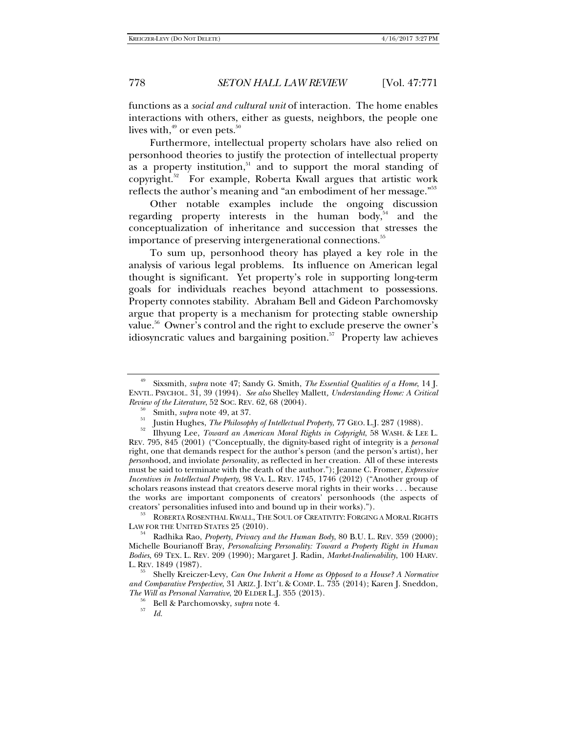functions as a *social and cultural unit* of interaction. The home enables interactions with others, either as guests, neighbors, the people one lives with,[49] or even pets.[50]

Furthermore, intellectual property scholars have also relied on personhood theories to justify the protection of intellectual property as a property institution,[51] and to support the moral standing of copyright.[52] For example, Roberta Kwall argues that artistic work reflects the author's meaning and "an embodiment of her message."[53]

Other notable examples include the ongoing discussion regarding property interests in the human body,[54] and the conceptualization of inheritance and succession that stresses the importance of preserving intergenerational connections.[55]

To sum up, personhood theory has played a key role in the analysis of various legal problems. Its influence on American legal thought is significant. Yet property's role in supporting long-term goals for individuals reaches beyond attachment to possessions. Property connotes stability. Abraham Bell and Gideon Parchomovsky argue that property is a mechanism for protecting stable ownership value.[56] Owner's control and the right to exclude preserve the owner's idiosyncratic values and bargaining position.[57] Property law achieves

---

[49] Sixsmith, *supra* note 47; Sandy G. Smith, *The Essential Qualities of a Home*, 14 J. ENVTL. PSYCHOL. 31, 39 (1994). *See also* Shelley Mallett, *Understanding Home: A Critical Review of the Literature*, 52 SOC. REV. 62, 68 (2004).

[50] Smith, *supra* note 49, at 37.

[51] Justin Hughes, *The Philosophy of Intellectual Property*, 77 GEO. L.J. 287 (1988).

[52] Ilhyung Lee, *Toward an American Moral Rights in Copyright*, 58 WASH. & LEE L. REV. 795, 845 (2001) ("Conceptually, the dignity-based right of integrity is a *personal* right, one that demands respect for the author's person (and the person's artist), her *person*hood, and inviolate *person*ality, as reflected in her creation. All of these interests must be said to terminate with the death of the author."); Jeanne C. Fromer, *Expressive Incentives in Intellectual Property*, 98 VA. L. REV. 1745, 1746 (2012) ("Another group of scholars reasons instead that creators deserve moral rights in their works . . . because the works are important components of creators' personhoods (the aspects of creators' personalities infused into and bound up in their works).").

[53] ROBERTA ROSENTHAL KWALL, THE SOUL OF CREATIVITY: FORGING A MORAL RIGHTS LAW FOR THE UNITED STATES 25 (2010).

[54] Radhika Rao, *Property, Privacy and the Human Body*, 80 B.U. L. REV. 359 (2000); Michelle Bourianoff Bray, *Personalizing Personality: Toward a Property Right in Human Bodies*, 69 TEX. L. REV. 209 (1990); Margaret J. Radin, *Market-Inalienability*, 100 HARV. L. REV. 1849 (1987).

[55] Shelly Kreiczer-Levy, *Can One Inherit a Home as Opposed to a House? A Normative and Comparative Perspective*, 31 ARIZ. J. INT'L & COMP. L. 735 (2014); Karen J. Sneddon, *The Will as Personal Narrative*, 20 ELDER L.J. 355 (2013).

[56] Bell & Parchomovsky, *supra* note 4.

[57] *Id.*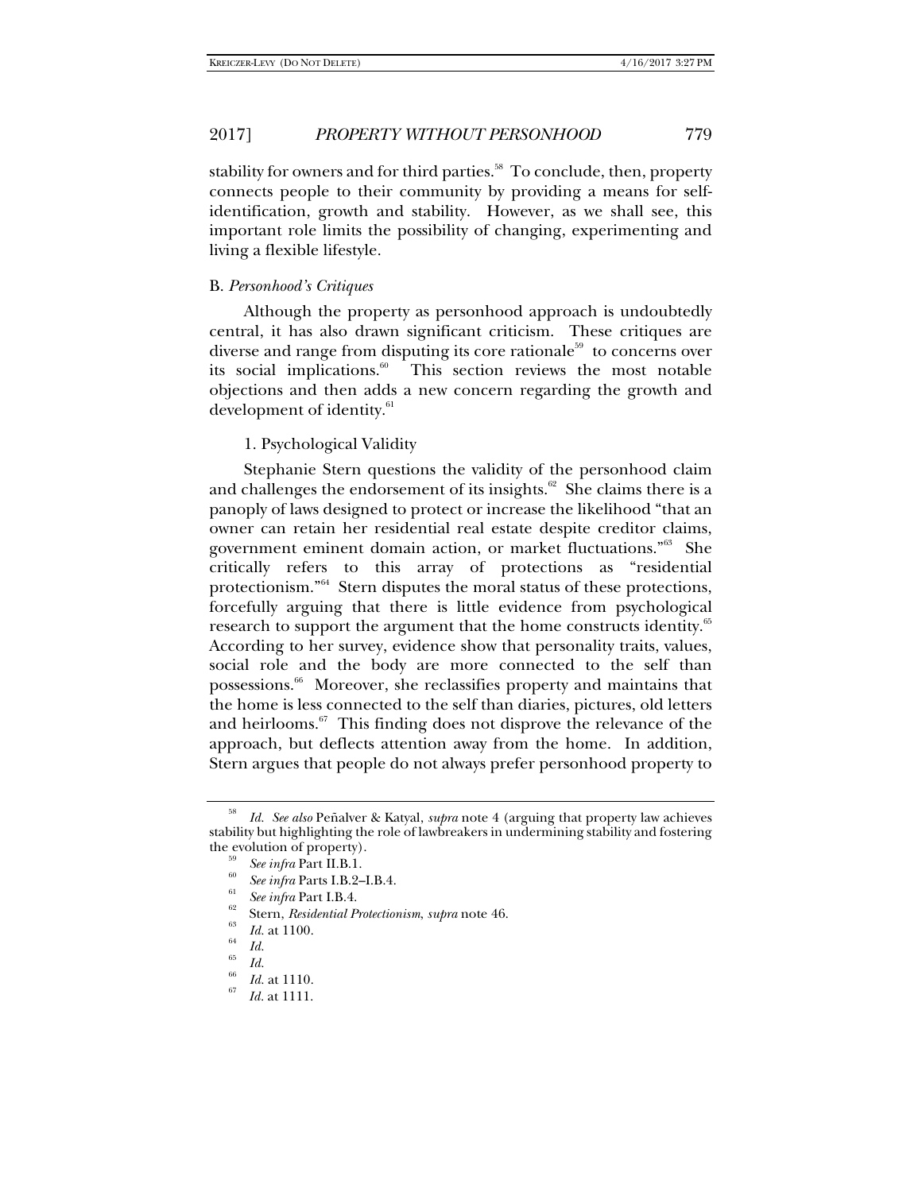stability for owners and for third parties.[58] To conclude, then, property connects people to their community by providing a means for self-identification, growth and stability. However, as we shall see, this important role limits the possibility of changing, experimenting and living a flexible lifestyle.

### B. *Personhood's Critiques*

Although the property as personhood approach is undoubtedly central, it has also drawn significant criticism. These critiques are diverse and range from disputing its core rationale[59] to concerns over its social implications.[60] This section reviews the most notable objections and then adds a new concern regarding the growth and development of identity.[61]

#### 1. Psychological Validity

Stephanie Stern questions the validity of the personhood claim and challenges the endorsement of its insights.[62] She claims there is a panoply of laws designed to protect or increase the likelihood "that an owner can retain her residential real estate despite creditor claims, government eminent domain action, or market fluctuations."[63] She critically refers to this array of protections as "residential protectionism."[64] Stern disputes the moral status of these protections, forcefully arguing that there is little evidence from psychological research to support the argument that the home constructs identity.[65] According to her survey, evidence show that personality traits, values, social role and the body are more connected to the self than possessions.[66] Moreover, she reclassifies property and maintains that the home is less connected to the self than diaries, pictures, old letters and heirlooms.[67] This finding does not disprove the relevance of the approach, but deflects attention away from the home. In addition, Stern argues that people do not always prefer personhood property to

---

[58] *Id. See also* Peñalver & Katyal, *supra* note 4 (arguing that property law achieves stability but highlighting the role of lawbreakers in undermining stability and fostering the evolution of property).

[59] *See infra* Part II.B.1.

[60] *See infra* Parts I.B.2–I.B.4.

[61] *See infra* Part I.B.4.

[62] Stern, *Residential Protectionism*, *supra* note 46.

[63] *Id.* at 1100.

[64] *Id.*

[65] *Id.*

[66] *Id.* at 1110.

[67] *Id.* at 1111.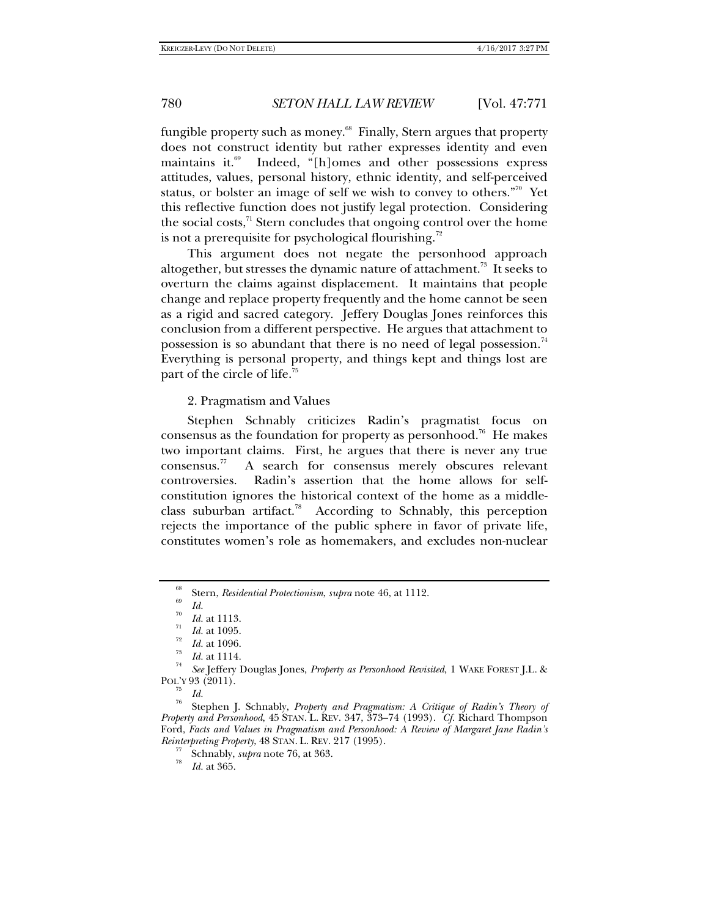fungible property such as money.[68] Finally, Stern argues that property does not construct identity but rather expresses identity and even maintains it.[69] Indeed, "[h]omes and other possessions express attitudes, values, personal history, ethnic identity, and self-perceived status, or bolster an image of self we wish to convey to others."[70] Yet this reflective function does not justify legal protection. Considering the social costs,[71] Stern concludes that ongoing control over the home is not a prerequisite for psychological flourishing.[72]

This argument does not negate the personhood approach altogether, but stresses the dynamic nature of attachment.[73] It seeks to overturn the claims against displacement. It maintains that people change and replace property frequently and the home cannot be seen as a rigid and sacred category. Jeffery Douglas Jones reinforces this conclusion from a different perspective. He argues that attachment to possession is so abundant that there is no need of legal possession.[74] Everything is personal property, and things kept and things lost are part of the circle of life.[75]

2. Pragmatism and Values

Stephen Schnably criticizes Radin's pragmatist focus on consensus as the foundation for property as personhood.[76] He makes two important claims. First, he argues that there is never any true consensus.[77] A search for consensus merely obscures relevant controversies. Radin's assertion that the home allows for self-constitution ignores the historical context of the home as a middle-class suburban artifact.[78] According to Schnably, this perception rejects the importance of the public sphere in favor of private life, constitutes women's role as homemakers, and excludes non-nuclear

---

[68] Stern, *Residential Protectionism*, *supra* note 46, at 1112.

[69] *Id.*

[70] *Id.* at 1113.

[71] *Id.* at 1095.

[72] *Id.* at 1096.

[73] *Id.* at 1114.

[74] *See* Jeffery Douglas Jones, *Property as Personhood Revisited*, 1 WAKE FOREST J.L. & POL'Y 93 (2011).

[75] *Id.*

[76] Stephen J. Schnably, *Property and Pragmatism: A Critique of Radin's Theory of Property and Personhood*, 45 STAN. L. REV. 347, 373–74 (1993). *Cf.* Richard Thompson Ford, *Facts and Values in Pragmatism and Personhood: A Review of Margaret Jane Radin's Reinterpreting Property*, 48 STAN. L. REV. 217 (1995).

[77] Schnably, *supra* note 76, at 363.

[78] *Id.* at 365.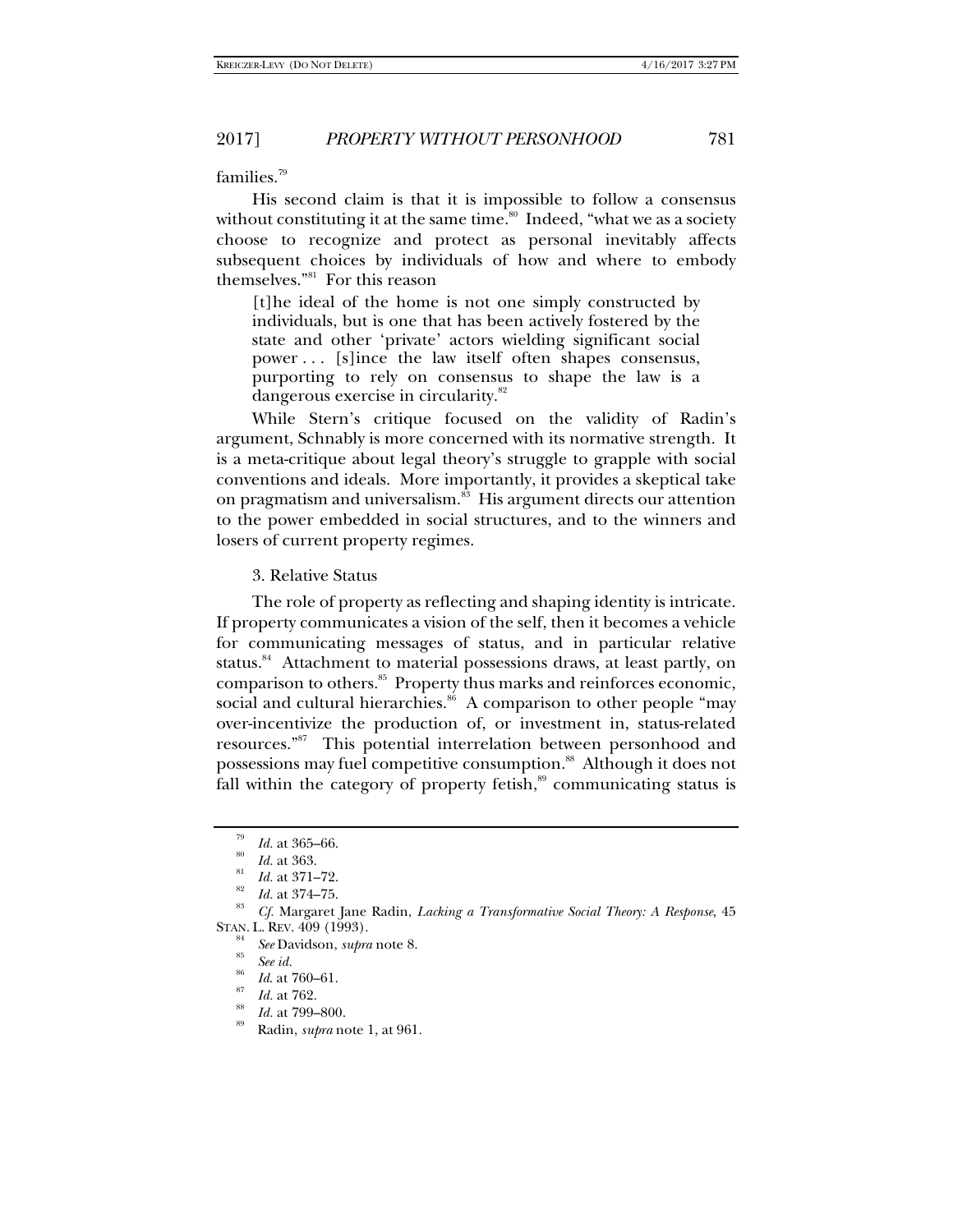families.[79]

His second claim is that it is impossible to follow a consensus without constituting it at the same time.[80] Indeed, "what we as a society choose to recognize and protect as personal inevitably affects subsequent choices by individuals of how and where to embody themselves."[81] For this reason

> [t]he ideal of the home is not one simply constructed by individuals, but is one that has been actively fostered by the state and other 'private' actors wielding significant social power . . . [s]ince the law itself often shapes consensus, purporting to rely on consensus to shape the law is a dangerous exercise in circularity.[82]

While Stern's critique focused on the validity of Radin's argument, Schnably is more concerned with its normative strength. It is a meta-critique about legal theory's struggle to grapple with social conventions and ideals. More importantly, it provides a skeptical take on pragmatism and universalism.[83] His argument directs our attention to the power embedded in social structures, and to the winners and losers of current property regimes.

3. Relative Status

The role of property as reflecting and shaping identity is intricate. If property communicates a vision of the self, then it becomes a vehicle for communicating messages of status, and in particular relative status.[84] Attachment to material possessions draws, at least partly, on comparison to others.[85] Property thus marks and reinforces economic, social and cultural hierarchies.[86] A comparison to other people "may over-incentivize the production of, or investment in, status-related resources."[87] This potential interrelation between personhood and possessions may fuel competitive consumption.[88] Although it does not fall within the category of property fetish,[89] communicating status is

---

[79] *Id.* at 365–66.

[80] *Id.* at 363.

[81] *Id.* at 371–72.

[82] *Id.* at 374–75.

[83] *Cf.* Margaret Jane Radin, *Lacking a Transformative Social Theory: A Response*, 45 STAN. L. REV. 409 (1993).

[84] *See* Davidson, *supra* note 8.

[85] *See id.*

[86] *Id.* at 760–61.

[87] *Id.* at 762.

[88] *Id.* at 799–800.

[89] Radin, *supra* note 1, at 961.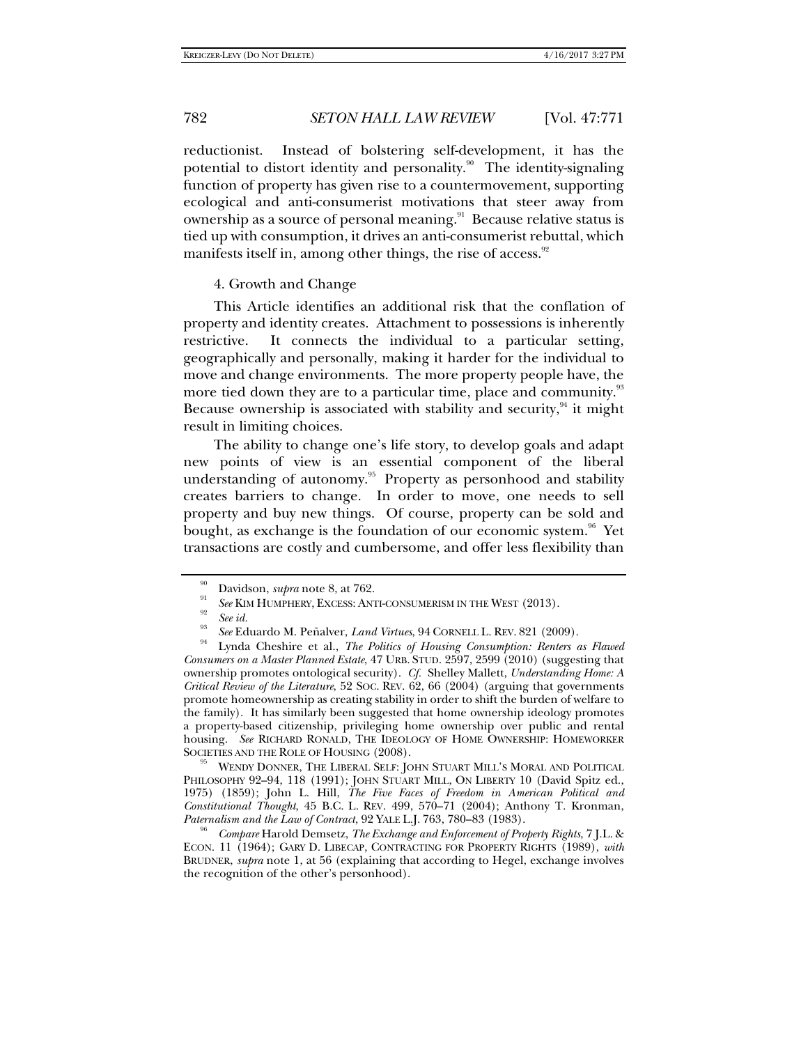reductionist. Instead of bolstering self-development, it has the potential to distort identity and personality.[90] The identity-signaling function of property has given rise to a countermovement, supporting ecological and anti-consumerist motivations that steer away from ownership as a source of personal meaning.[91] Because relative status is tied up with consumption, it drives an anti-consumerist rebuttal, which manifests itself in, among other things, the rise of access.[92]

4. Growth and Change

This Article identifies an additional risk that the conflation of property and identity creates. Attachment to possessions is inherently restrictive. It connects the individual to a particular setting, geographically and personally, making it harder for the individual to move and change environments. The more property people have, the more tied down they are to a particular time, place and community.[93] Because ownership is associated with stability and security,[94] it might result in limiting choices.

The ability to change one's life story, to develop goals and adapt new points of view is an essential component of the liberal understanding of autonomy.[95] Property as personhood and stability creates barriers to change. In order to move, one needs to sell property and buy new things. Of course, property can be sold and bought, as exchange is the foundation of our economic system.[96] Yet transactions are costly and cumbersome, and offer less flexibility than

---

[90] Davidson, *supra* note 8, at 762.

[91] *See* KIM HUMPHERY, EXCESS: ANTI-CONSUMERISM IN THE WEST (2013).

[92] *See id.*

[93] *See* Eduardo M. Peñalver, *Land Virtues*, 94 CORNELL L. REV. 821 (2009).

[94] Lynda Cheshire et al., *The Politics of Housing Consumption: Renters as Flawed Consumers on a Master Planned Estate*, 47 URB. STUD. 2597, 2599 (2010) (suggesting that ownership promotes ontological security). *Cf.* Shelley Mallett, *Understanding Home: A Critical Review of the Literature*, 52 SOC. REV. 62, 66 (2004) (arguing that governments promote homeownership as creating stability in order to shift the burden of welfare to the family). It has similarly been suggested that home ownership ideology promotes a property-based citizenship, privileging home ownership over public and rental housing. *See* RICHARD RONALD, THE IDEOLOGY OF HOME OWNERSHIP: HOMEWORKER SOCIETIES AND THE ROLE OF HOUSING (2008).

[95] WENDY DONNER, THE LIBERAL SELF: JOHN STUART MILL'S MORAL AND POLITICAL PHILOSOPHY 92–94, 118 (1991); JOHN STUART MILL, ON LIBERTY 10 (David Spitz ed., 1975) (1859); John L. Hill, *The Five Faces of Freedom in American Political and Constitutional Thought*, 45 B.C. L. REV. 499, 570–71 (2004); Anthony T. Kronman, *Paternalism and the Law of Contract*, 92 YALE L.J. 763, 780–83 (1983).

[96] *Compare* Harold Demsetz, *The Exchange and Enforcement of Property Rights*, 7 J.L. & ECON. 11 (1964); GARY D. LIBECAP, CONTRACTING FOR PROPERTY RIGHTS (1989), *with* BRUDNER, *supra* note 1, at 56 (explaining that according to Hegel, exchange involves the recognition of the other's personhood).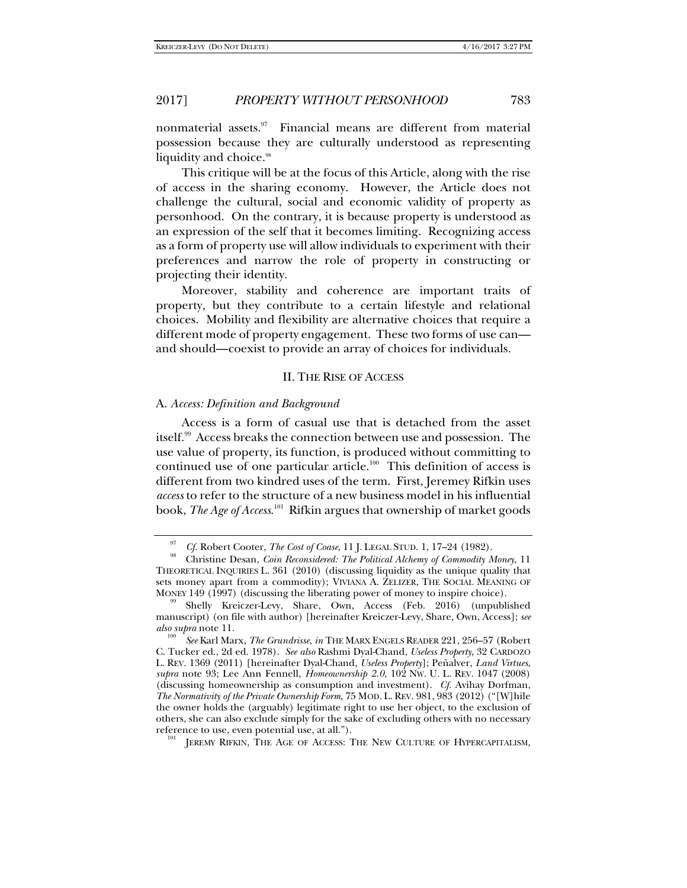nonmaterial assets.[97] Financial means are different from material possession because they are culturally understood as representing liquidity and choice.[98]

This critique will be at the focus of this Article, along with the rise of access in the sharing economy. However, the Article does not challenge the cultural, social and economic validity of property as personhood. On the contrary, it is because property is understood as an expression of the self that it becomes limiting. Recognizing access as a form of property use will allow individuals to experiment with their preferences and narrow the role of property in constructing or projecting their identity.

Moreover, stability and coherence are important traits of property, but they contribute to a certain lifestyle and relational choices. Mobility and flexibility are alternative choices that require a different mode of property engagement. These two forms of use can—and should—coexist to provide an array of choices for individuals.

## II. The Rise of Access

### A. *Access: Definition and Background*

Access is a form of casual use that is detached from the asset itself.[99] Access breaks the connection between use and possession. The use value of property, its function, is produced without committing to continued use of one particular article.[100] This definition of access is different from two kindred uses of the term. First, Jeremey Rifkin uses *access* to refer to the structure of a new business model in his influential book, *The Age of Access*.[101] Rifkin argues that ownership of market goods

---

[97] *Cf.* Robert Cooter, *The Cost of Coase*, 11 J. LEGAL STUD. 1, 17–24 (1982).

[98] Christine Desan, *Coin Reconsidered: The Political Alchemy of Commodity Money*, 11 THEORETICAL INQUIRIES L. 361 (2010) (discussing liquidity as the unique quality that sets money apart from a commodity); VIVIANA A. ZELIZER, THE SOCIAL MEANING OF MONEY 149 (1997) (discussing the liberating power of money to inspire choice).

[99] Shelly Kreiczer-Levy, Share, Own, Access (Feb. 2016) (unpublished manuscript) (on file with author) [hereinafter Kreiczer-Levy, Share, Own, Access]; *see also supra* note 11.

[100] *See* Karl Marx, *The Grundrisse*, *in* THE MARX ENGELS READER 221, 256–57 (Robert C. Tucker ed., 2d ed. 1978). *See also* Rashmi Dyal-Chand, *Useless Property*, 32 CARDOZO L. REV. 1369 (2011) [hereinafter Dyal-Chand, *Useless Property*]; Peñalver, *Land Virtues*, *supra* note 93; Lee Ann Fennell, *Homeownership 2.0*, 102 NW. U. L. REV. 1047 (2008) (discussing homeownership as consumption and investment). *Cf.* Avihay Dorfman, *The Normativity of the Private Ownership Form*, 75 MOD. L. REV. 981, 983 (2012) ("[W]hile the owner holds the (arguably) legitimate right to use her object, to the exclusion of others, she can also exclude simply for the sake of excluding others with no necessary reference to use, even potential use, at all.").

[101] JEREMY RIFKIN, THE AGE OF ACCESS: THE NEW CULTURE OF HYPERCAPITALISM,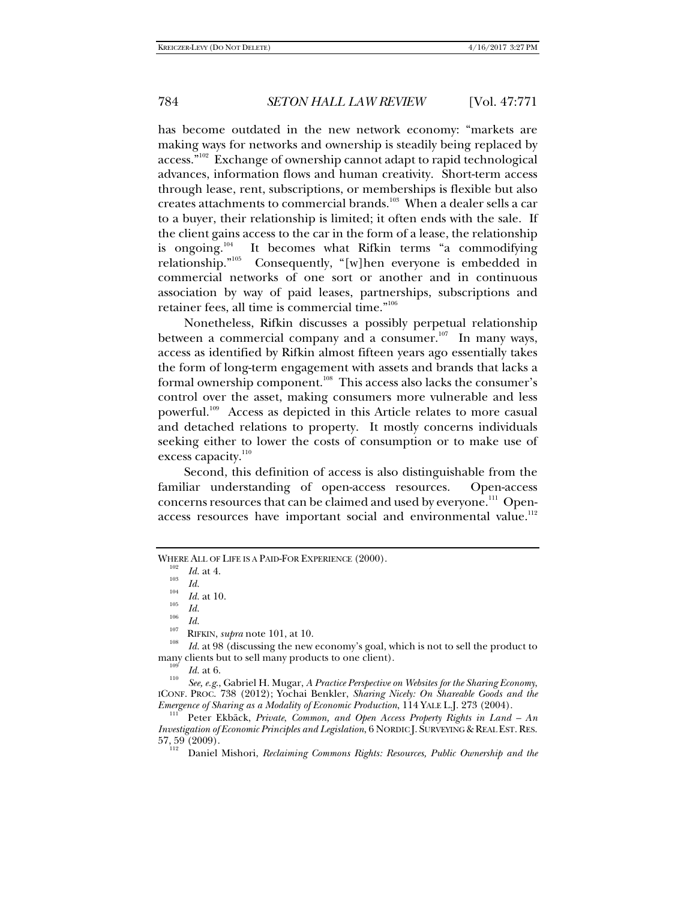has become outdated in the new network economy: "markets are making ways for networks and ownership is steadily being replaced by access."[102] Exchange of ownership cannot adapt to rapid technological advances, information flows and human creativity. Short-term access through lease, rent, subscriptions, or memberships is flexible but also creates attachments to commercial brands.[103] When a dealer sells a car to a buyer, their relationship is limited; it often ends with the sale. If the client gains access to the car in the form of a lease, the relationship is ongoing.[104] It becomes what Rifkin terms "a commodifying relationship."[105] Consequently, "[w]hen everyone is embedded in commercial networks of one sort or another and in continuous association by way of paid leases, partnerships, subscriptions and retainer fees, all time is commercial time."[106]

Nonetheless, Rifkin discusses a possibly perpetual relationship between a commercial company and a consumer.[107] In many ways, access as identified by Rifkin almost fifteen years ago essentially takes the form of long-term engagement with assets and brands that lacks a formal ownership component.[108] This access also lacks the consumer's control over the asset, making consumers more vulnerable and less powerful.[109] Access as depicted in this Article relates to more casual and detached relations to property. It mostly concerns individuals seeking either to lower the costs of consumption or to make use of excess capacity.[110]

Second, this definition of access is also distinguishable from the familiar understanding of open-access resources. Open-access concerns resources that can be claimed and used by everyone.[111] Open-access resources have important social and environmental value.[112]

---

WHERE ALL OF LIFE IS A PAID-FOR EXPERIENCE (2000).

[102] *Id.* at 4.

[103] *Id.*

[104] *Id.* at 10.

[105] *Id.*

[106] *Id.*

[107] RIFKIN, *supra* note 101, at 10.

[108] *Id.* at 98 (discussing the new economy's goal, which is not to sell the product to many clients but to sell many products to one client).

[109] *Id.* at 6.

[110] *See, e.g.*, Gabriel H. Mugar, *A Practice Perspective on Websites for the Sharing Economy*, ICONF. PROC. 738 (2012); Yochai Benkler, *Sharing Nicely: On Shareable Goods and the Emergence of Sharing as a Modality of Economic Production*, 114 YALE L.J. 273 (2004).

[111] Peter Ekbäck, *Private, Common, and Open Access Property Rights in Land – An Investigation of Economic Principles and Legislation*, 6 NORDIC J. SURVEYING & REAL EST. RES. 57, 59 (2009).

[112] Daniel Mishori, *Reclaiming Commons Rights: Resources, Public Ownership and the*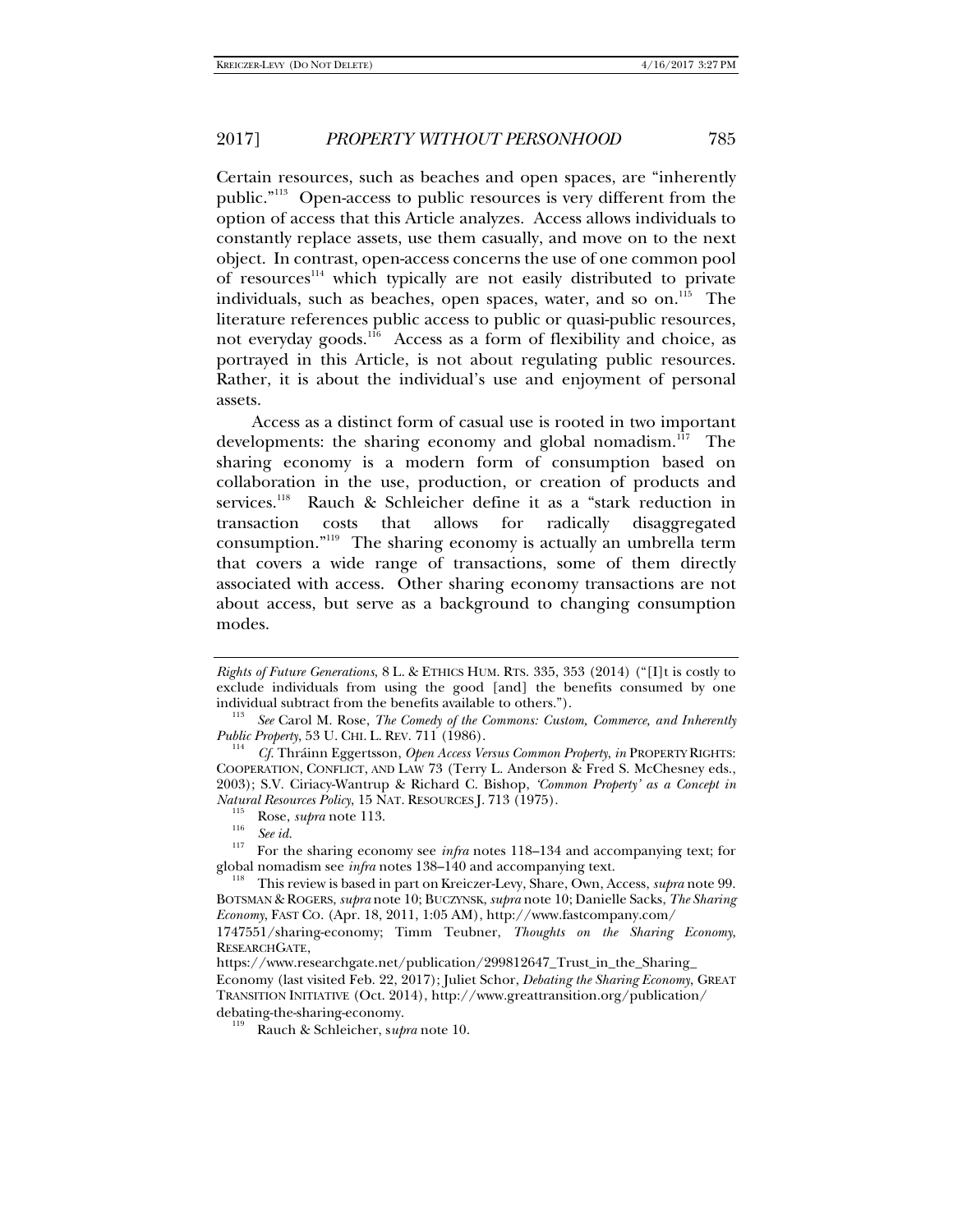Certain resources, such as beaches and open spaces, are "inherently public."[113] Open-access to public resources is very different from the option of access that this Article analyzes. Access allows individuals to constantly replace assets, use them casually, and move on to the next object. In contrast, open-access concerns the use of one common pool of resources[114] which typically are not easily distributed to private individuals, such as beaches, open spaces, water, and so on.[115] The literature references public access to public or quasi-public resources, not everyday goods.[116] Access as a form of flexibility and choice, as portrayed in this Article, is not about regulating public resources. Rather, it is about the individual's use and enjoyment of personal assets.

Access as a distinct form of casual use is rooted in two important developments: the sharing economy and global nomadism.[117] The sharing economy is a modern form of consumption based on collaboration in the use, production, or creation of products and services.[118] Rauch & Schleicher define it as a "stark reduction in transaction costs that allows for radically disaggregated consumption."[119] The sharing economy is actually an umbrella term that covers a wide range of transactions, some of them directly associated with access. Other sharing economy transactions are not about access, but serve as a background to changing consumption modes.

---

*Rights of Future Generations*, 8 L. & ETHICS HUM. RTS. 335, 353 (2014) ("[I]t is costly to exclude individuals from using the good [and] the benefits consumed by one individual subtract from the benefits available to others.").

[113] *See* Carol M. Rose, *The Comedy of the Commons: Custom, Commerce, and Inherently Public Property*, 53 U. CHI. L. REV. 711 (1986).

[114] *Cf.* Thráinn Eggertsson, *Open Access Versus Common Property*, *in* PROPERTY RIGHTS: COOPERATION, CONFLICT, AND LAW 73 (Terry L. Anderson & Fred S. McChesney eds., 2003); S.V. Ciriacy-Wantrup & Richard C. Bishop, *'Common Property' as a Concept in Natural Resources Policy*, 15 NAT. RESOURCES J. 713 (1975).

[115] Rose, *supra* note 113.

[116] *See id.*

[117] For the sharing economy see *infra* notes 118–134 and accompanying text; for global nomadism see *infra* notes 138–140 and accompanying text.

[118] This review is based in part on Kreiczer-Levy, Share, Own, Access, *supra* note 99. BOTSMAN & ROGERS, *supra* note 10; BUCZYNSK, *supra* note 10; Danielle Sacks, *The Sharing Economy*, FAST CO. (Apr. 18, 2011, 1:05 AM), http://www.fastcompany.com/1747551/sharing-economy; Timm Teubner, *Thoughts on the Sharing Economy*, RESEARCHGATE, https://www.researchgate.net/publication/299812647_Trust_in_the_Sharing_Economy (last visited Feb. 22, 2017); Juliet Schor, *Debating the Sharing Economy*, GREAT TRANSITION INITIATIVE (Oct. 2014), http://www.greattransition.org/publication/debating-the-sharing-economy.

[119] Rauch & Schleicher, s*upra* note 10.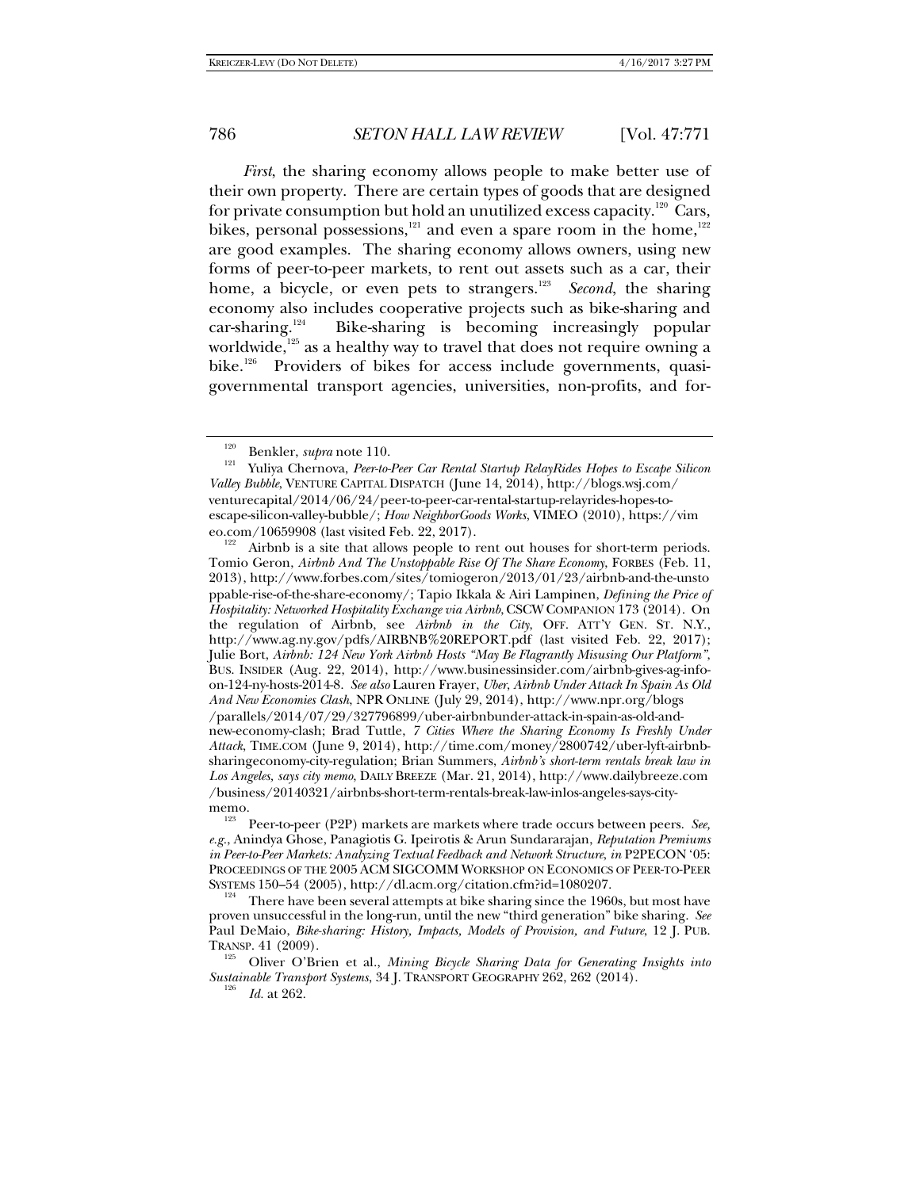*First*, the sharing economy allows people to make better use of their own property. There are certain types of goods that are designed for private consumption but hold an unutilized excess capacity.[120] Cars, bikes, personal possessions,[121] and even a spare room in the home,[122] are good examples. The sharing economy allows owners, using new forms of peer-to-peer markets, to rent out assets such as a car, their home, a bicycle, or even pets to strangers.[123] *Second*, the sharing economy also includes cooperative projects such as bike-sharing and car-sharing.[124] Bike-sharing is becoming increasingly popular worldwide,[125] as a healthy way to travel that does not require owning a bike.[126] Providers of bikes for access include governments, quasi-governmental transport agencies, universities, non-profits, and for-

---

[120] Benkler, *supra* note 110.

[121] Yuliya Chernova, *Peer-to-Peer Car Rental Startup RelayRides Hopes to Escape Silicon Valley Bubble*, VENTURE CAPITAL DISPATCH (June 14, 2014), http://blogs.wsj.com/venturecapital/2014/06/24/peer-to-peer-car-rental-startup-relayrides-hopes-to-escape-silicon-valley-bubble/; *How NeighborGoods Works*, VIMEO (2010), https://vimeo.com/10659908 (last visited Feb. 22, 2017).

[122] Airbnb is a site that allows people to rent out houses for short-term periods. Tomio Geron, *Airbnb And The Unstoppable Rise Of The Share Economy*, FORBES (Feb. 11, 2013), http://www.forbes.com/sites/tomiogeron/2013/01/23/airbnb-and-the-unstoppable-rise-of-the-share-economy/; Tapio Ikkala & Airi Lampinen, *Defining the Price of Hospitality: Networked Hospitality Exchange via Airbnb*, CSCW COMPANION 173 (2014). On the regulation of Airbnb, see *Airbnb in the City*, OFF. ATT'Y GEN. ST. N.Y., http://www.ag.ny.gov/pdfs/AIRBNB%20REPORT.pdf (last visited Feb. 22, 2017); Julie Bort, *Airbnb: 124 New York Airbnb Hosts "May Be Flagrantly Misusing Our Platform"*, BUS. INSIDER (Aug. 22, 2014), http://www.businessinsider.com/airbnb-gives-ag-info-on-124-ny-hosts-2014-8. *See also* Lauren Frayer, *Uber, Airbnb Under Attack In Spain As Old And New Economies Clash*, NPR ONLINE (July 29, 2014), http://www.npr.org/blogs/parallels/2014/07/29/327796899/uber-airbnbunder-attack-in-spain-as-old-and-new-economy-clash; Brad Tuttle, *7 Cities Where the Sharing Economy Is Freshly Under Attack*, TIME.COM (June 9, 2014), http://time.com/money/2800742/uber-lyft-airbnb-sharingeconomy-city-regulation; Brian Summers, *Airbnb's short-term rentals break law in Los Angeles, says city memo*, DAILY BREEZE (Mar. 21, 2014), http://www.dailybreeze.com/business/20140321/airbnbs-short-term-rentals-break-law-inlos-angeles-says-city-memo.

[123] Peer-to-peer (P2P) markets are markets where trade occurs between peers. *See, e.g.*, Anindya Ghose, Panagiotis G. Ipeirotis & Arun Sundararajan, *Reputation Premiums in Peer-to-Peer Markets: Analyzing Textual Feedback and Network Structure*, *in* P2PECON '05: PROCEEDINGS OF THE 2005 ACM SIGCOMM WORKSHOP ON ECONOMICS OF PEER-TO-PEER SYSTEMS 150–54 (2005), http://dl.acm.org/citation.cfm?id=1080207.

[124] There have been several attempts at bike sharing since the 1960s, but most have proven unsuccessful in the long-run, until the new "third generation" bike sharing. *See* Paul DeMaio, *Bike-sharing: History, Impacts, Models of Provision, and Future*, 12 J. PUB. TRANSP. 41 (2009).

[125] Oliver O'Brien et al., *Mining Bicycle Sharing Data for Generating Insights into Sustainable Transport Systems*, 34 J. TRANSPORT GEOGRAPHY 262, 262 (2014).

[126] *Id.* at 262.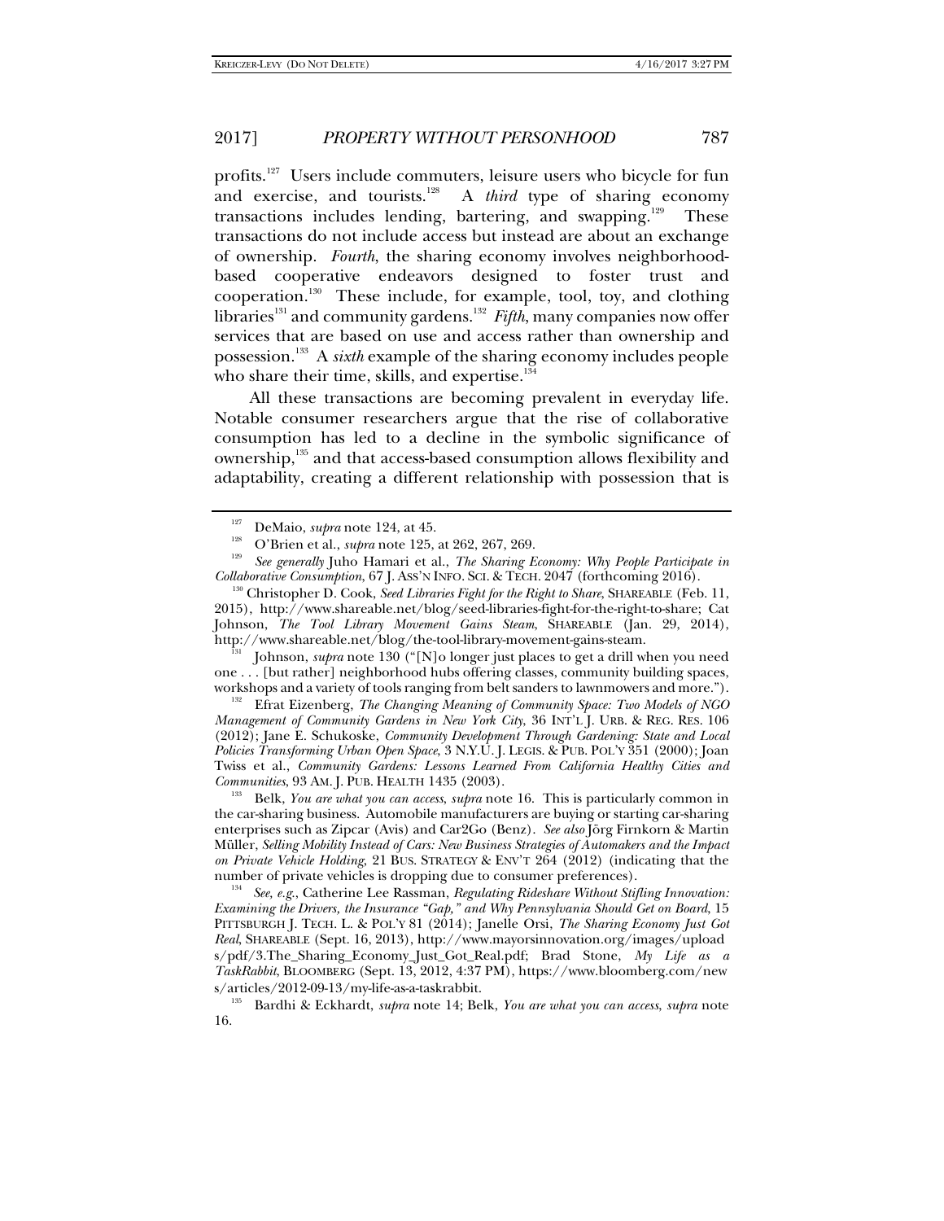profits.[127] Users include commuters, leisure users who bicycle for fun and exercise, and tourists.[128] A *third* type of sharing economy transactions includes lending, bartering, and swapping.[129] These transactions do not include access but instead are about an exchange of ownership. *Fourth*, the sharing economy involves neighborhood-based cooperative endeavors designed to foster trust and cooperation.[130] These include, for example, tool, toy, and clothing libraries[131] and community gardens.[132] *Fifth*, many companies now offer services that are based on use and access rather than ownership and possession.[133] A *sixth* example of the sharing economy includes people who share their time, skills, and expertise.[134]

All these transactions are becoming prevalent in everyday life. Notable consumer researchers argue that the rise of collaborative consumption has led to a decline in the symbolic significance of ownership,[135] and that access-based consumption allows flexibility and adaptability, creating a different relationship with possession that is

---

[127] DeMaio, *supra* note 124, at 45.

[128] O'Brien et al., *supra* note 125, at 262, 267, 269.

[129] *See generally* Juho Hamari et al., *The Sharing Economy: Why People Participate in Collaborative Consumption*, 67 J. ASS'N INFO. SCI. & TECH. 2047 (forthcoming 2016).

[130] Christopher D. Cook, *Seed Libraries Fight for the Right to Share*, SHAREABLE (Feb. 11, 2015), http://www.shareable.net/blog/seed-libraries-fight-for-the-right-to-share; Cat Johnson, *The Tool Library Movement Gains Steam*, SHAREABLE (Jan. 29, 2014), http://www.shareable.net/blog/the-tool-library-movement-gains-steam.

[131] Johnson, *supra* note 130 ("[N]o longer just places to get a drill when you need one . . . [but rather] neighborhood hubs offering classes, community building spaces, workshops and a variety of tools ranging from belt sanders to lawnmowers and more.").

[132] Efrat Eizenberg, *The Changing Meaning of Community Space: Two Models of NGO Management of Community Gardens in New York City*, 36 INT'L J. URB. & REG. RES. 106 (2012); Jane E. Schukoske, *Community Development Through Gardening: State and Local Policies Transforming Urban Open Space*, 3 N.Y.U. J. LEGIS. & PUB. POL'Y 351 (2000); Joan Twiss et al., *Community Gardens: Lessons Learned From California Healthy Cities and Communities*, 93 AM. J. PUB. HEALTH 1435 (2003).

[133] Belk, *You are what you can access*, *supra* note 16. This is particularly common in the car-sharing business. Automobile manufacturers are buying or starting car-sharing enterprises such as Zipcar (Avis) and Car2Go (Benz). *See also* Jörg Firnkorn & Martin Müller, *Selling Mobility Instead of Cars: New Business Strategies of Automakers and the Impact on Private Vehicle Holding*, 21 BUS. STRATEGY & ENV'T 264 (2012) (indicating that the number of private vehicles is dropping due to consumer preferences).

[134] *See, e.g.*, Catherine Lee Rassman, *Regulating Rideshare Without Stifling Innovation: Examining the Drivers, the Insurance "Gap," and Why Pennsylvania Should Get on Board*, 15 PITTSBURGH J. TECH. L. & POL'Y 81 (2014); Janelle Orsi, *The Sharing Economy Just Got Real*, SHAREABLE (Sept. 16, 2013), http://www.mayorsinnovation.org/images/uploads/pdf/3.The_Sharing_Economy_Just_Got_Real.pdf; Brad Stone, *My Life as a TaskRabbit*, BLOOMBERG (Sept. 13, 2012, 4:37 PM), https://www.bloomberg.com/news/articles/2012-09-13/my-life-as-a-taskrabbit.

[135] Bardhi & Eckhardt, *supra* note 14; Belk, *You are what you can access*, *supra* note 16.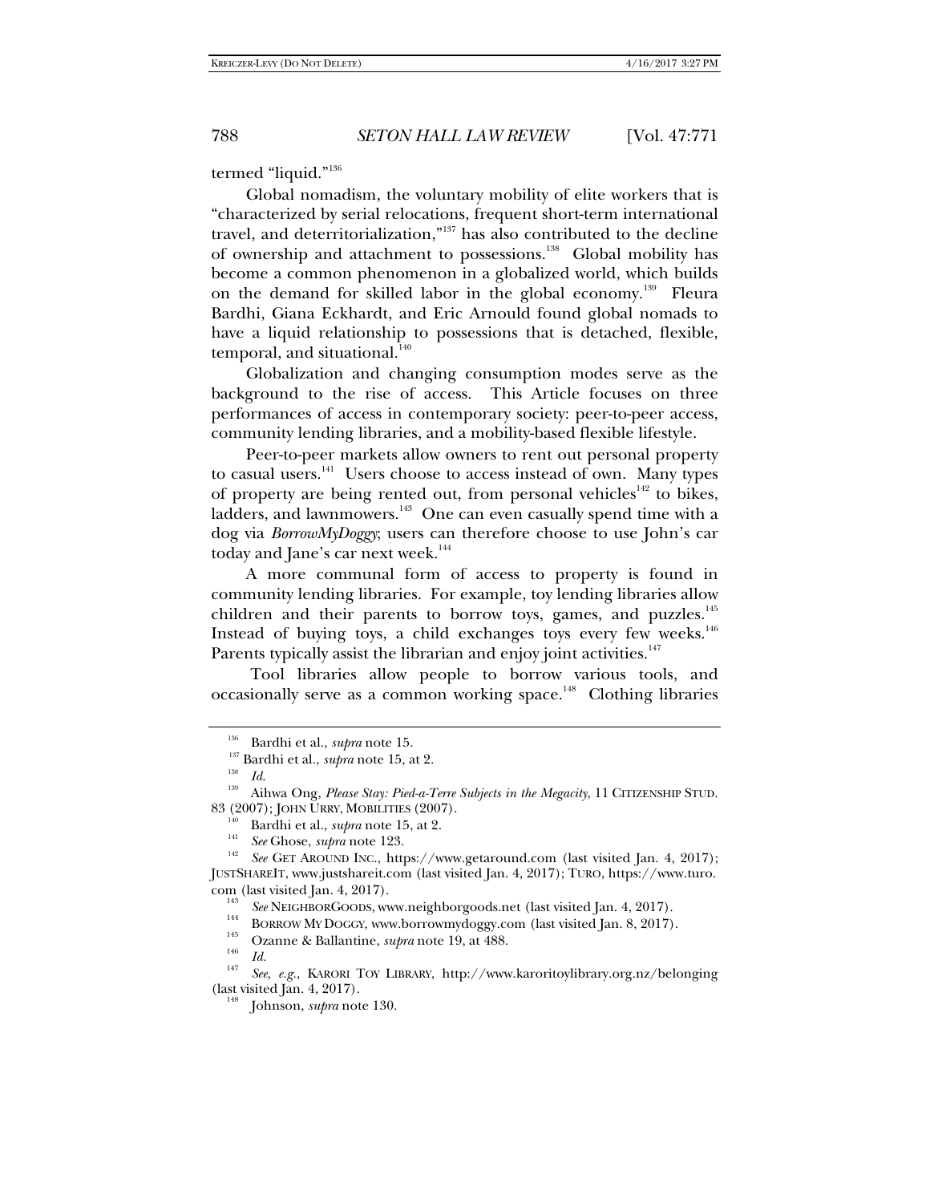termed "liquid."[136]

Global nomadism, the voluntary mobility of elite workers that is "characterized by serial relocations, frequent short-term international travel, and deterritorialization,"[137] has also contributed to the decline of ownership and attachment to possessions.[138] Global mobility has become a common phenomenon in a globalized world, which builds on the demand for skilled labor in the global economy.[139] Fleura Bardhi, Giana Eckhardt, and Eric Arnould found global nomads to have a liquid relationship to possessions that is detached, flexible, temporal, and situational.[140]

Globalization and changing consumption modes serve as the background to the rise of access. This Article focuses on three performances of access in contemporary society: peer-to-peer access, community lending libraries, and a mobility-based flexible lifestyle.

Peer-to-peer markets allow owners to rent out personal property to casual users.[141] Users choose to access instead of own. Many types of property are being rented out, from personal vehicles[142] to bikes, ladders, and lawnmowers.[143] One can even casually spend time with a dog via *BorrowMyDoggy*; users can therefore choose to use John's car today and Jane's car next week.[144]

A more communal form of access to property is found in community lending libraries. For example, toy lending libraries allow children and their parents to borrow toys, games, and puzzles.[145] Instead of buying toys, a child exchanges toys every few weeks.[146] Parents typically assist the librarian and enjoy joint activities.[147]

Tool libraries allow people to borrow various tools, and occasionally serve as a common working space.[148] Clothing libraries

---

[136] Bardhi et al., *supra* note 15.

[137] Bardhi et al., *supra* note 15, at 2.

[138] *Id.*

[139] Aihwa Ong, *Please Stay: Pied-a-Terre Subjects in the Megacity*, 11 CITIZENSHIP STUD. 83 (2007); JOHN URRY, MOBILITIES (2007).

[140] Bardhi et al., *supra* note 15, at 2.

[141] *See* Ghose, *supra* note 123.

[142] *See* GET AROUND INC., https://www.getaround.com (last visited Jan. 4, 2017); JUSTSHAREIT, www.justshareit.com (last visited Jan. 4, 2017); TURO, https://www.turo.com (last visited Jan. 4, 2017).

[143] *See* NEIGHBORGOODS, www.neighborgoods.net (last visited Jan. 4, 2017).

[144] BORROW MY DOGGY, www.borrowmydoggy.com (last visited Jan. 8, 2017).

[145] Ozanne & Ballantine, *supra* note 19, at 488.

[146] *Id.*

[147] *See, e.g.*, KARORI TOY LIBRARY, http://www.karoritoylibrary.org.nz/belonging (last visited Jan. 4, 2017).

[148] Johnson, *supra* note 130.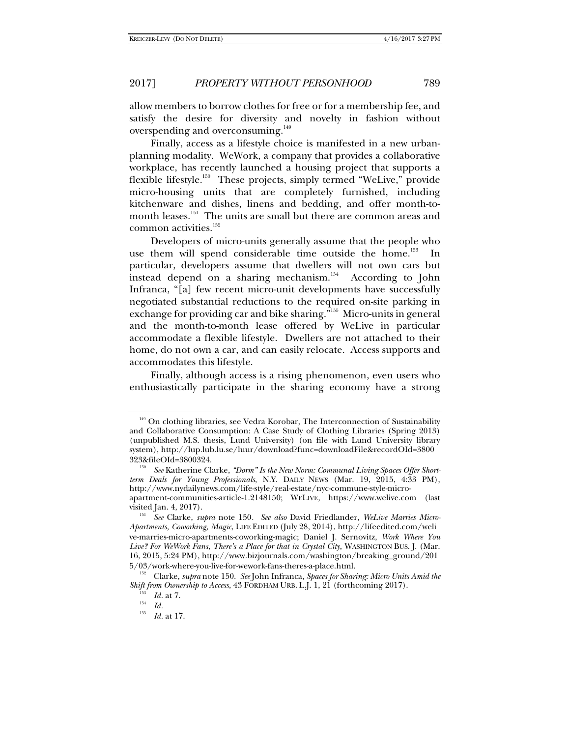allow members to borrow clothes for free or for a membership fee, and satisfy the desire for diversity and novelty in fashion without overspending and overconsuming.[149]

Finally, access as a lifestyle choice is manifested in a new urban-planning modality. WeWork, a company that provides a collaborative workplace, has recently launched a housing project that supports a flexible lifestyle.[150] These projects, simply termed "WeLive," provide micro-housing units that are completely furnished, including kitchenware and dishes, linens and bedding, and offer month-to-month leases.[151] The units are small but there are common areas and common activities.[152]

Developers of micro-units generally assume that the people who use them will spend considerable time outside the home.[153] In particular, developers assume that dwellers will not own cars but instead depend on a sharing mechanism.[154] According to John Infranca, "[a] few recent micro-unit developments have successfully negotiated substantial reductions to the required on-site parking in exchange for providing car and bike sharing."[155] Micro-units in general and the month-to-month lease offered by WeLive in particular accommodate a flexible lifestyle. Dwellers are not attached to their home, do not own a car, and can easily relocate. Access supports and accommodates this lifestyle.

Finally, although access is a rising phenomenon, even users who enthusiastically participate in the sharing economy have a strong

---

[149] On clothing libraries, see Vedra Korobar, The Interconnection of Sustainability and Collaborative Consumption: A Case Study of Clothing Libraries (Spring 2013) (unpublished M.S. thesis, Lund University) (on file with Lund University library system), http://lup.lub.lu.se/luur/download?func=downloadFile&recordOId=3800323&fileOId=3800324.

[150] *See* Katherine Clarke, *"Dorm" Is the New Norm: Communal Living Spaces Offer Short-term Deals for Young Professionals*, N.Y. DAILY NEWS (Mar. 19, 2015, 4:33 PM), http://www.nydailynews.com/life-style/real-estate/nyc-commune-style-micro-apartment-communities-article-1.2148150; WELIVE, https://www.welive.com (last visited Jan. 4, 2017).

[151] *See* Clarke, *supra* note 150. *See also* David Friedlander, *WeLive Marries Micro-Apartments, Coworking, Magic*, LIFE EDITED (July 28, 2014), http://lifeedited.com/welive-marries-micro-apartments-coworking-magic; Daniel J. Sernovitz, *Work Where You Live? For WeWork Fans, There's a Place for that in Crystal City*, WASHINGTON BUS. J. (Mar. 16, 2015, 5:24 PM), http://www.bizjournals.com/washington/breaking_ground/2015/03/work-where-you-live-for-wework-fans-theres-a-place.html.

[152] Clarke, *supra* note 150. *See* John Infranca, *Spaces for Sharing: Micro Units Amid the Shift from Ownership to Access*, 43 FORDHAM URB. L.J. 1, 21 (forthcoming 2017).

[153] *Id.* at 7.

[154] *Id.*

[155] *Id.* at 17.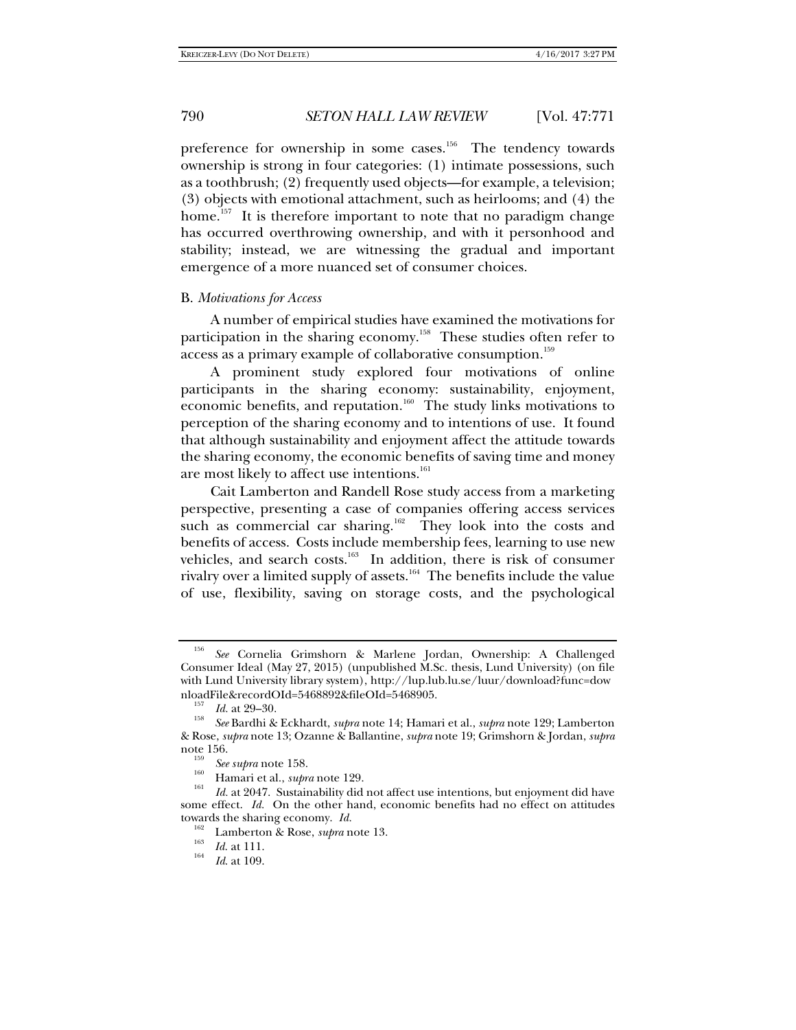preference for ownership in some cases.[156] The tendency towards ownership is strong in four categories: (1) intimate possessions, such as a toothbrush; (2) frequently used objects—for example, a television; (3) objects with emotional attachment, such as heirlooms; and (4) the home.[157] It is therefore important to note that no paradigm change has occurred overthrowing ownership, and with it personhood and stability; instead, we are witnessing the gradual and important emergence of a more nuanced set of consumer choices.

### B. *Motivations for Access*

A number of empirical studies have examined the motivations for participation in the sharing economy.[158] These studies often refer to access as a primary example of collaborative consumption.[159]

A prominent study explored four motivations of online participants in the sharing economy: sustainability, enjoyment, economic benefits, and reputation.[160] The study links motivations to perception of the sharing economy and to intentions of use. It found that although sustainability and enjoyment affect the attitude towards the sharing economy, the economic benefits of saving time and money are most likely to affect use intentions.[161]

Cait Lamberton and Randell Rose study access from a marketing perspective, presenting a case of companies offering access services such as commercial car sharing.[162] They look into the costs and benefits of access. Costs include membership fees, learning to use new vehicles, and search costs.[163] In addition, there is risk of consumer rivalry over a limited supply of assets.[164] The benefits include the value of use, flexibility, saving on storage costs, and the psychological

---

[156] *See* Cornelia Grimshorn & Marlene Jordan, Ownership: A Challenged Consumer Ideal (May 27, 2015) (unpublished M.Sc. thesis, Lund University) (on file with Lund University library system), http://lup.lub.lu.se/luur/download?func=downloadFile&recordOId=5468892&fileOId=5468905.

[157] *Id.* at 29–30.

[158] *See* Bardhi & Eckhardt, *supra* note 14; Hamari et al., *supra* note 129; Lamberton & Rose, *supra* note 13; Ozanne & Ballantine, *supra* note 19; Grimshorn & Jordan, *supra* note 156.

[159] *See supra* note 158.

[160] Hamari et al., *supra* note 129.

[161] *Id.* at 2047. Sustainability did not affect use intentions, but enjoyment did have some effect. *Id.* On the other hand, economic benefits had no effect on attitudes towards the sharing economy. *Id.*

[162] Lamberton & Rose, *supra* note 13.

[163] *Id.* at 111.

[164] *Id.* at 109.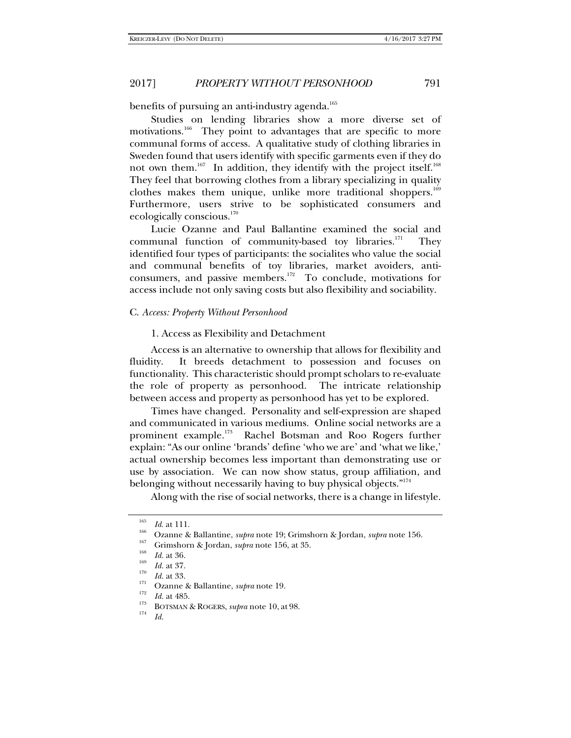benefits of pursuing an anti-industry agenda.[165]

Studies on lending libraries show a more diverse set of motivations.[166] They point to advantages that are specific to more communal forms of access. A qualitative study of clothing libraries in Sweden found that users identify with specific garments even if they do not own them.[167] In addition, they identify with the project itself.[168] They feel that borrowing clothes from a library specializing in quality clothes makes them unique, unlike more traditional shoppers.[169] Furthermore, users strive to be sophisticated consumers and ecologically conscious.[170]

Lucie Ozanne and Paul Ballantine examined the social and communal function of community-based toy libraries.[171] They identified four types of participants: the socialites who value the social and communal benefits of toy libraries, market avoiders, anti-consumers, and passive members.[172] To conclude, motivations for access include not only saving costs but also flexibility and sociability.

### C. *Access: Property Without Personhood*

#### 1. Access as Flexibility and Detachment

Access is an alternative to ownership that allows for flexibility and fluidity. It breeds detachment to possession and focuses on functionality. This characteristic should prompt scholars to re-evaluate the role of property as personhood. The intricate relationship between access and property as personhood has yet to be explored.

Times have changed. Personality and self-expression are shaped and communicated in various mediums. Online social networks are a prominent example.[173] Rachel Botsman and Roo Rogers further explain: "As our online 'brands' define 'who we are' and 'what we like,' actual ownership becomes less important than demonstrating use or use by association. We can now show status, group affiliation, and belonging without necessarily having to buy physical objects."[174]

Along with the rise of social networks, there is a change in lifestyle.

---

[165] *Id*. at 111.

[166] Ozanne & Ballantine, *supra* note 19; Grimshorn & Jordan, *supra* note 156.

[167] Grimshorn & Jordan, *supra* note 156, at 35.

[168] *Id.* at 36.

[169] *Id.* at 37.

[170] *Id.* at 33.

[171] Ozanne & Ballantine, *supra* note 19.

[172] *Id.* at 485.

[173] BOTSMAN & ROGERS, *supra* note 10, at 98.

[174] *Id.*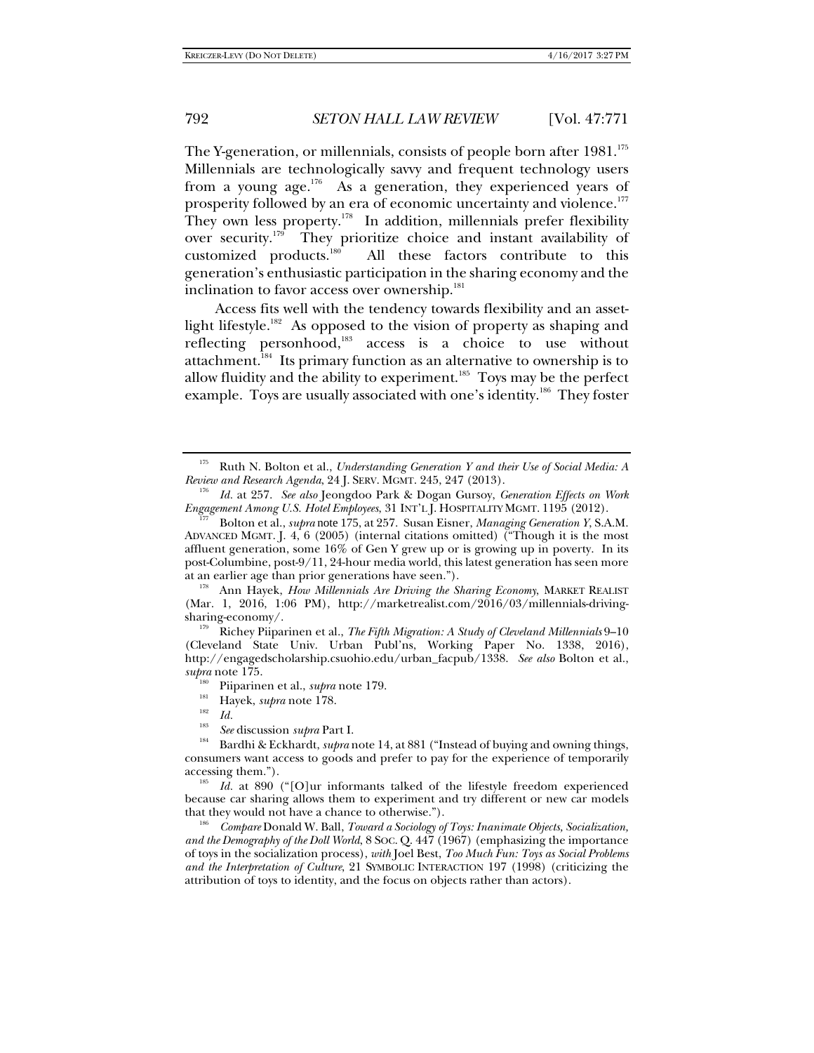The Y-generation, or millennials, consists of people born after 1981.[175] Millennials are technologically savvy and frequent technology users from a young age.[176] As a generation, they experienced years of prosperity followed by an era of economic uncertainty and violence.[177] They own less property.[178] In addition, millennials prefer flexibility over security.[179] They prioritize choice and instant availability of customized products.[180] All these factors contribute to this generation's enthusiastic participation in the sharing economy and the inclination to favor access over ownership.[181]

Access fits well with the tendency towards flexibility and an asset-light lifestyle.[182] As opposed to the vision of property as shaping and reflecting personhood,[183] access is a choice to use without attachment.[184] Its primary function as an alternative to ownership is to allow fluidity and the ability to experiment.[185] Toys may be the perfect example. Toys are usually associated with one's identity.[186] They foster

---

[175] Ruth N. Bolton et al., *Understanding Generation Y and their Use of Social Media: A Review and Research Agenda*, 24 J. SERV. MGMT. 245, 247 (2013).

[176] *Id.* at 257. *See also* Jeongdoo Park & Dogan Gursoy, *Generation Effects on Work Engagement Among U.S. Hotel Employees*, 31 INT'L J. HOSPITALITY MGMT. 1195 (2012).

[177] Bolton et al., *supra* note 175, at 257. Susan Eisner, *Managing Generation Y*, S.A.M. ADVANCED MGMT. J. 4, 6 (2005) (internal citations omitted) ("Though it is the most affluent generation, some 16% of Gen Y grew up or is growing up in poverty. In its post-Columbine, post-9/11, 24-hour media world, this latest generation has seen more at an earlier age than prior generations have seen.").

[178] Ann Hayek, *How Millennials Are Driving the Sharing Economy*, MARKET REALIST (Mar. 1, 2016, 1:06 PM), http://marketrealist.com/2016/03/millennials-driving-sharing-economy/.

[179] Richey Piiparinen et al., *The Fifth Migration: A Study of Cleveland Millennials* 9–10 (Cleveland State Univ. Urban Publ'ns, Working Paper No. 1338, 2016), http://engagedscholarship.csuohio.edu/urban_facpub/1338. *See also* Bolton et al., *supra* note 175.

[180] Piiparinen et al., *supra* note 179.

[181] Hayek, *supra* note 178.

[182] *Id.*

[183] *See* discussion *supra* Part I.

[184] Bardhi & Eckhardt, *supra* note 14, at 881 ("Instead of buying and owning things, consumers want access to goods and prefer to pay for the experience of temporarily accessing them.").

[185] *Id.* at 890 ("[O]ur informants talked of the lifestyle freedom experienced because car sharing allows them to experiment and try different or new car models that they would not have a chance to otherwise.").

[186] *Compare* Donald W. Ball, *Toward a Sociology of Toys: Inanimate Objects, Socialization, and the Demography of the Doll World*, 8 SOC. Q. 447 (1967) (emphasizing the importance of toys in the socialization process), *with* Joel Best, *Too Much Fun: Toys as Social Problems and the Interpretation of Culture*, 21 SYMBOLIC INTERACTION 197 (1998) (criticizing the attribution of toys to identity, and the focus on objects rather than actors).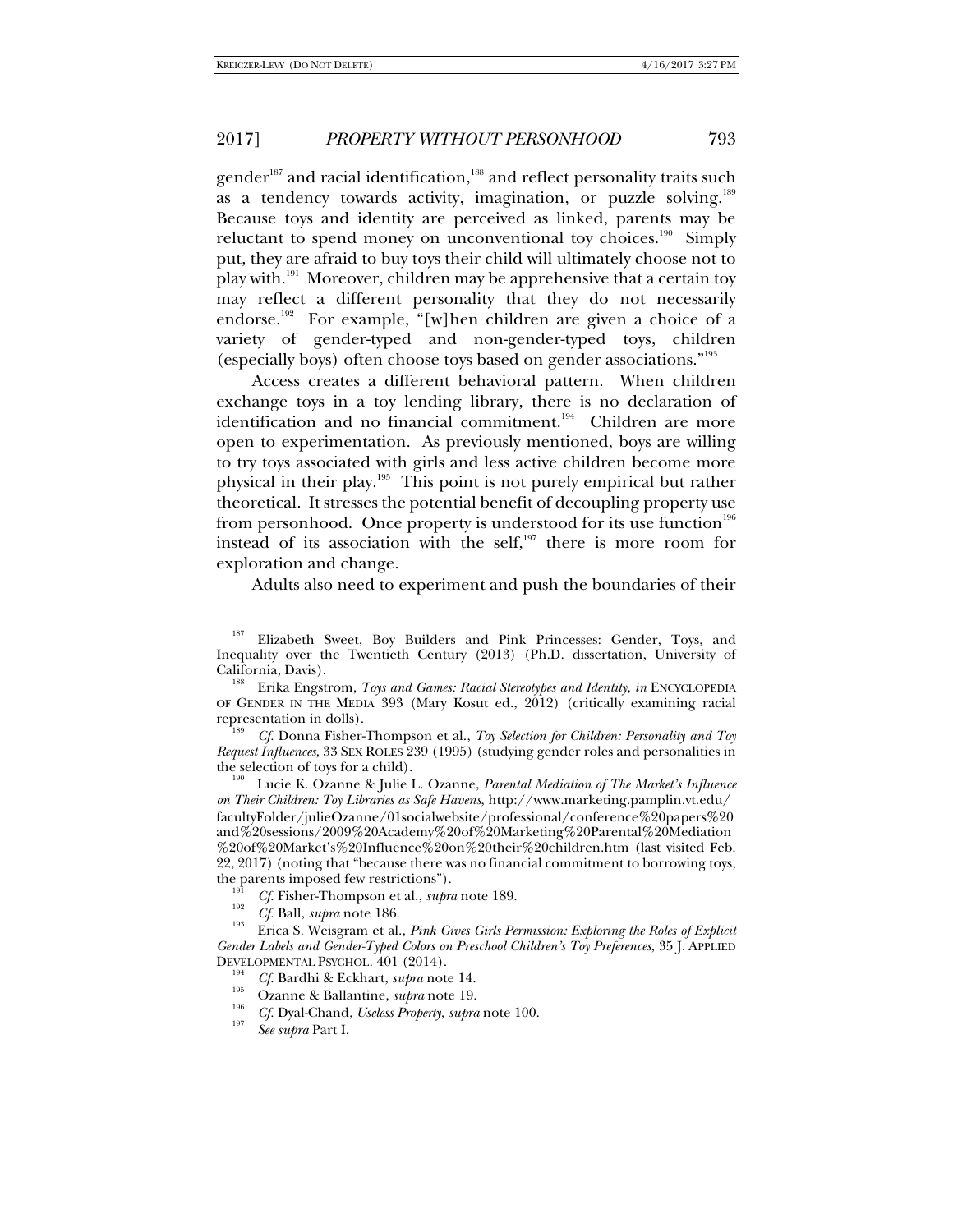gender[187] and racial identification,[188] and reflect personality traits such as a tendency towards activity, imagination, or puzzle solving.[189] Because toys and identity are perceived as linked, parents may be reluctant to spend money on unconventional toy choices.[190] Simply put, they are afraid to buy toys their child will ultimately choose not to play with.[191] Moreover, children may be apprehensive that a certain toy may reflect a different personality that they do not necessarily endorse.[192] For example, "[w]hen children are given a choice of a variety of gender-typed and non-gender-typed toys, children (especially boys) often choose toys based on gender associations."[193]

Access creates a different behavioral pattern. When children exchange toys in a toy lending library, there is no declaration of identification and no financial commitment.[194] Children are more open to experimentation. As previously mentioned, boys are willing to try toys associated with girls and less active children become more physical in their play.[195] This point is not purely empirical but rather theoretical. It stresses the potential benefit of decoupling property use from personhood. Once property is understood for its use function[196] instead of its association with the self,[197] there is more room for exploration and change.

Adults also need to experiment and push the boundaries of their

---

[187] Elizabeth Sweet, Boy Builders and Pink Princesses: Gender, Toys, and Inequality over the Twentieth Century (2013) (Ph.D. dissertation, University of California, Davis).

[188] Erika Engstrom, *Toys and Games: Racial Stereotypes and Identity*, *in* ENCYCLOPEDIA OF GENDER IN THE MEDIA 393 (Mary Kosut ed., 2012) (critically examining racial representation in dolls).

[189] *Cf.* Donna Fisher-Thompson et al., *Toy Selection for Children: Personality and Toy Request Influences*, 33 SEX ROLES 239 (1995) (studying gender roles and personalities in the selection of toys for a child).

[190] Lucie K. Ozanne & Julie L. Ozanne, *Parental Mediation of The Market's Influence on Their Children: Toy Libraries as Safe Havens*, http://www.marketing.pamplin.vt.edu/facultyFolder/julieOzanne/01socialwebsite/professional/conference%20papers%20and%20sessions/2009%20Academy%20of%20Marketing%20Parental%20Mediation%20of%20Market's%20Influence%20on%20their%20children.htm (last visited Feb. 22, 2017) (noting that "because there was no financial commitment to borrowing toys, the parents imposed few restrictions").

[191] *Cf.* Fisher-Thompson et al., *supra* note 189.

[192] *Cf.* Ball, *supra* note 186.

[193] Erica S. Weisgram et al., *Pink Gives Girls Permission: Exploring the Roles of Explicit Gender Labels and Gender-Typed Colors on Preschool Children's Toy Preferences*, 35 J. APPLIED DEVELOPMENTAL PSYCHOL. 401 (2014).

[194] *Cf.* Bardhi & Eckhart, *supra* note 14.

[195] Ozanne & Ballantine, *supra* note 19.

[196] *Cf.* Dyal-Chand, *Useless Property*, *supra* note 100.

[197] *See supra* Part I.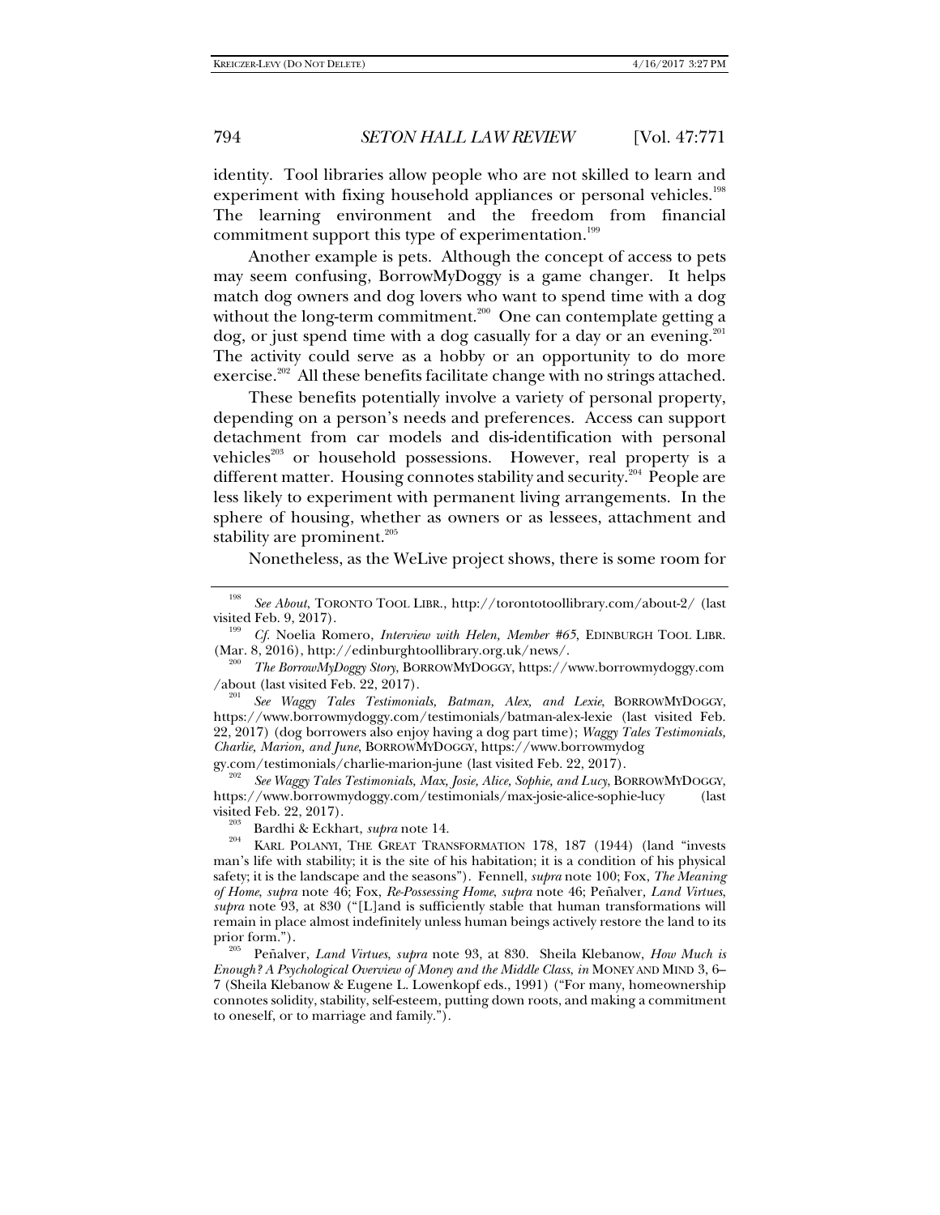identity. Tool libraries allow people who are not skilled to learn and experiment with fixing household appliances or personal vehicles.[198] The learning environment and the freedom from financial commitment support this type of experimentation.[199]

Another example is pets. Although the concept of access to pets may seem confusing, BorrowMyDoggy is a game changer. It helps match dog owners and dog lovers who want to spend time with a dog without the long-term commitment.[200] One can contemplate getting a dog, or just spend time with a dog casually for a day or an evening.[201] The activity could serve as a hobby or an opportunity to do more exercise.[202] All these benefits facilitate change with no strings attached.

These benefits potentially involve a variety of personal property, depending on a person's needs and preferences. Access can support detachment from car models and dis-identification with personal vehicles[203] or household possessions. However, real property is a different matter. Housing connotes stability and security.[204] People are less likely to experiment with permanent living arrangements. In the sphere of housing, whether as owners or as lessees, attachment and stability are prominent.[205]

Nonetheless, as the WeLive project shows, there is some room for

---

[198] *See About*, TORONTO TOOL LIBR., http://torontotoollibrary.com/about-2/ (last visited Feb. 9, 2017).

[199] *Cf.* Noelia Romero, *Interview with Helen, Member #65*, EDINBURGH TOOL LIBR. (Mar. 8, 2016), http://edinburghtoollibrary.org.uk/news/.

[200] *The BorrowMyDoggy Story*, BORROWMYDOGGY, https://www.borrowmydoggy.com/about (last visited Feb. 22, 2017).

[201] *See Waggy Tales Testimonials, Batman, Alex, and Lexie*, BORROWMYDOGGY, https://www.borrowmydoggy.com/testimonials/batman-alex-lexie (last visited Feb. 22, 2017) (dog borrowers also enjoy having a dog part time); *Waggy Tales Testimonials, Charlie, Marion, and June*, BORROWMYDOGGY, https://www.borrowmydoggy.com/testimonials/charlie-marion-june (last visited Feb. 22, 2017).

[202] *See Waggy Tales Testimonials, Max, Josie, Alice, Sophie, and Lucy*, BORROWMYDOGGY, https://www.borrowmydoggy.com/testimonials/max-josie-alice-sophie-lucy (last visited Feb. 22, 2017).

[203] Bardhi & Eckhart, *supra* note 14.

[204] KARL POLANYI, THE GREAT TRANSFORMATION 178, 187 (1944) (land "invests man's life with stability; it is the site of his habitation; it is a condition of his physical safety; it is the landscape and the seasons"). Fennell, *supra* note 100; Fox, *The Meaning of Home*, *supra* note 46; Fox, *Re-Possessing Home*, *supra* note 46; Peñalver, *Land Virtues*, *supra* note 93, at 830 ("[L]and is sufficiently stable that human transformations will remain in place almost indefinitely unless human beings actively restore the land to its prior form.").

[205] Peñalver, *Land Virtues*, *supra* note 93, at 830. Sheila Klebanow, *How Much is Enough? A Psychological Overview of Money and the Middle Class*, *in* MONEY AND MIND 3, 6–7 (Sheila Klebanow & Eugene L. Lowenkopf eds., 1991) ("For many, homeownership connotes solidity, stability, self-esteem, putting down roots, and making a commitment to oneself, or to marriage and family.").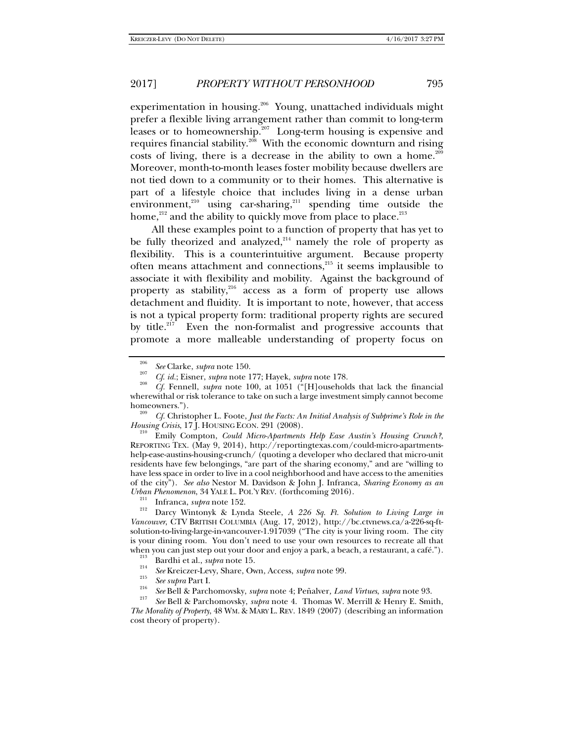experimentation in housing.[206] Young, unattached individuals might prefer a flexible living arrangement rather than commit to long-term leases or to homeownership.[207] Long-term housing is expensive and requires financial stability.[208] With the economic downturn and rising costs of living, there is a decrease in the ability to own a home.[209] Moreover, month-to-month leases foster mobility because dwellers are not tied down to a community or to their homes. This alternative is part of a lifestyle choice that includes living in a dense urban environment,[210] using car-sharing,[211] spending time outside the home,[212] and the ability to quickly move from place to place.[213]

All these examples point to a function of property that has yet to be fully theorized and analyzed,[214] namely the role of property as flexibility. This is a counterintuitive argument. Because property often means attachment and connections,[215] it seems implausible to associate it with flexibility and mobility. Against the background of property as stability,[216] access as a form of property use allows detachment and fluidity. It is important to note, however, that access is not a typical property form: traditional property rights are secured by title.[217] Even the non-formalist and progressive accounts that promote a more malleable understanding of property focus on

---

[206] *See* Clarke, *supra* note 150.

[207] *Cf. id.*; Eisner, *supra* note 177; Hayek, *supra* note 178.

[208] *Cf.* Fennell, *supra* note 100, at 1051 ("[H]ouseholds that lack the financial wherewithal or risk tolerance to take on such a large investment simply cannot become homeowners.").

[209] *Cf.* Christopher L. Foote, *Just the Facts: An Initial Analysis of Subprime's Role in the Housing Crisis*, 17 J. HOUSING ECON. 291 (2008).

[210] Emily Compton, *Could Micro-Apartments Help Ease Austin's Housing Crunch?*, REPORTING TEX. (May 9, 2014), http://reportingtexas.com/could-micro-apartments-help-ease-austins-housing-crunch/ (quoting a developer who declared that micro-unit residents have few belongings, "are part of the sharing economy," and are "willing to have less space in order to live in a cool neighborhood and have access to the amenities of the city"). *See also* Nestor M. Davidson & John J. Infranca, *Sharing Economy as an Urban Phenomenon*, 34 YALE L. POL'Y REV. (forthcoming 2016).

[211] Infranca, *supra* note 152.

[212] Darcy Wintonyk & Lynda Steele, *A 226 Sq. Ft. Solution to Living Large in Vancouver*, CTV BRITISH COLUMBIA (Aug. 17, 2012), http://bc.ctvnews.ca/a-226-sq-ft-solution-to-living-large-in-vancouver-1.917039 ("The city is your living room. The city is your dining room. You don't need to use your own resources to recreate all that when you can just step out your door and enjoy a park, a beach, a restaurant, a café.").

[213] Bardhi et al., *supra* note 15.

[214] *See* Kreiczer-Levy, Share, Own, Access, *supra* note 99.

[215] *See supra* Part I.

[216] *See* Bell & Parchomovsky, *supra* note 4; Peñalver*, Land Virtues*, *supra* note 93.

[217] *See* Bell & Parchomovsky, *supra* note 4. Thomas W. Merrill & Henry E. Smith, *The Morality of Property*, 48 WM. & MARY L. REV. 1849 (2007) (describing an information cost theory of property).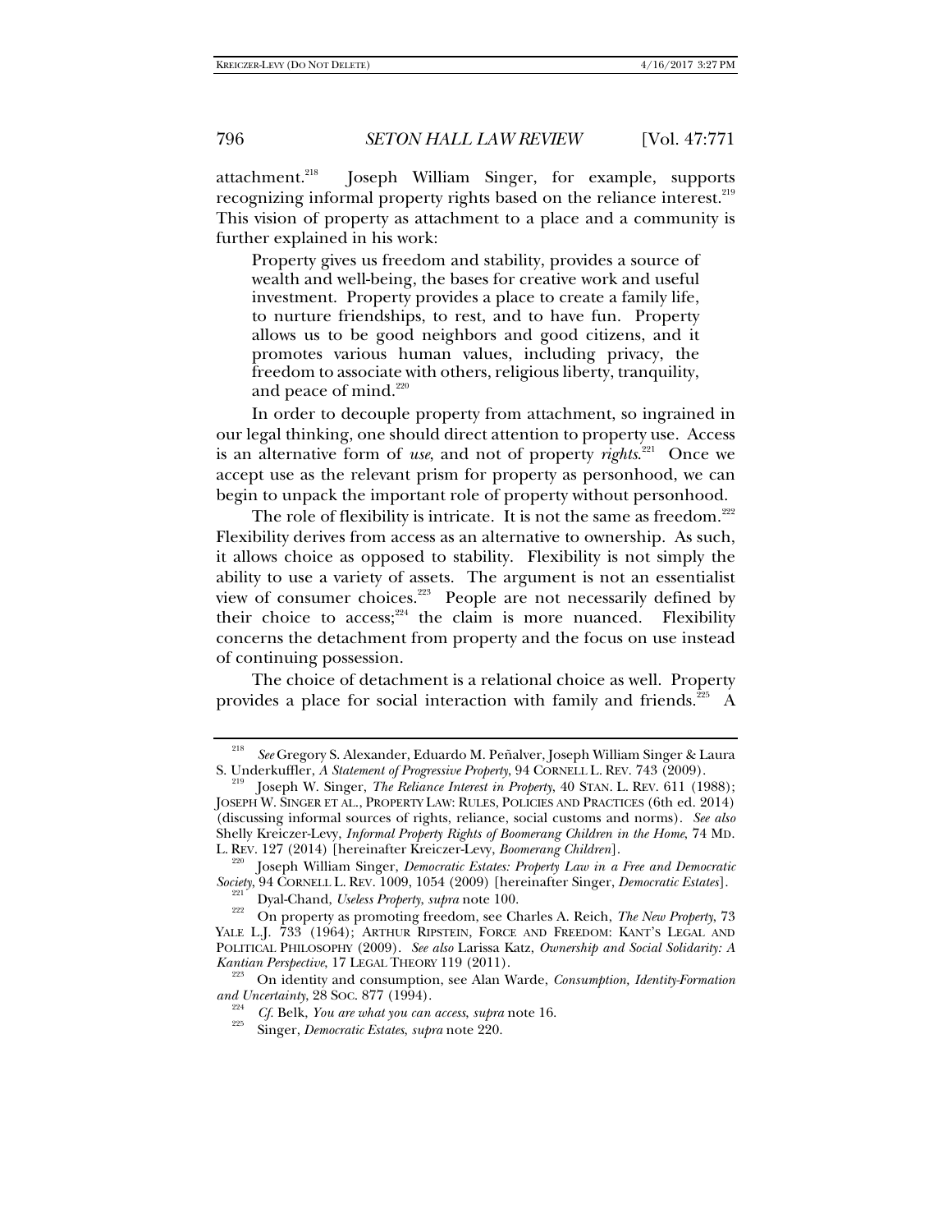attachment.[218] Joseph William Singer, for example, supports recognizing informal property rights based on the reliance interest.[219] This vision of property as attachment to a place and a community is further explained in his work:

> Property gives us freedom and stability, provides a source of wealth and well-being, the bases for creative work and useful investment. Property provides a place to create a family life, to nurture friendships, to rest, and to have fun. Property allows us to be good neighbors and good citizens, and it promotes various human values, including privacy, the freedom to associate with others, religious liberty, tranquility, and peace of mind.[220]

In order to decouple property from attachment, so ingrained in our legal thinking, one should direct attention to property use. Access is an alternative form of *use*, and not of property *rights*.[221] Once we accept use as the relevant prism for property as personhood, we can begin to unpack the important role of property without personhood.

The role of flexibility is intricate. It is not the same as freedom.[222] Flexibility derives from access as an alternative to ownership. As such, it allows choice as opposed to stability. Flexibility is not simply the ability to use a variety of assets. The argument is not an essentialist view of consumer choices.[223] People are not necessarily defined by their choice to access;[224] the claim is more nuanced. Flexibility concerns the detachment from property and the focus on use instead of continuing possession.

The choice of detachment is a relational choice as well. Property provides a place for social interaction with family and friends.[225] A

---

[218] *See* Gregory S. Alexander, Eduardo M. Peñalver, Joseph William Singer & Laura S. Underkuffler, *A Statement of Progressive Property*, 94 CORNELL L. REV. 743 (2009).

[219] Joseph W. Singer, *The Reliance Interest in Property*, 40 STAN. L. REV. 611 (1988); JOSEPH W. SINGER ET AL., PROPERTY LAW: RULES, POLICIES AND PRACTICES (6th ed. 2014) (discussing informal sources of rights, reliance, social customs and norms). *See also* Shelly Kreiczer-Levy, *Informal Property Rights of Boomerang Children in the Home*, 74 MD. L. REV. 127 (2014) [hereinafter Kreiczer-Levy, *Boomerang Children*].

[220] Joseph William Singer, *Democratic Estates: Property Law in a Free and Democratic Society*, 94 CORNELL L. REV. 1009, 1054 (2009) [hereinafter Singer, *Democratic Estates*].

[221] Dyal-Chand, *Useless Property*, *supra* note 100.

[222] On property as promoting freedom, see Charles A. Reich, *The New Property*, 73 YALE L.J. 733 (1964); ARTHUR RIPSTEIN, FORCE AND FREEDOM: KANT'S LEGAL AND POLITICAL PHILOSOPHY (2009). *See also* Larissa Katz, *Ownership and Social Solidarity: A Kantian Perspective*, 17 LEGAL THEORY 119 (2011).

[223] On identity and consumption, see Alan Warde, *Consumption, Identity-Formation and Uncertainty*, 28 SOC. 877 (1994).

[224] *Cf.* Belk, *You are what you can access*, *supra* note 16.

[225] Singer, *Democratic Estates*, *supra* note 220.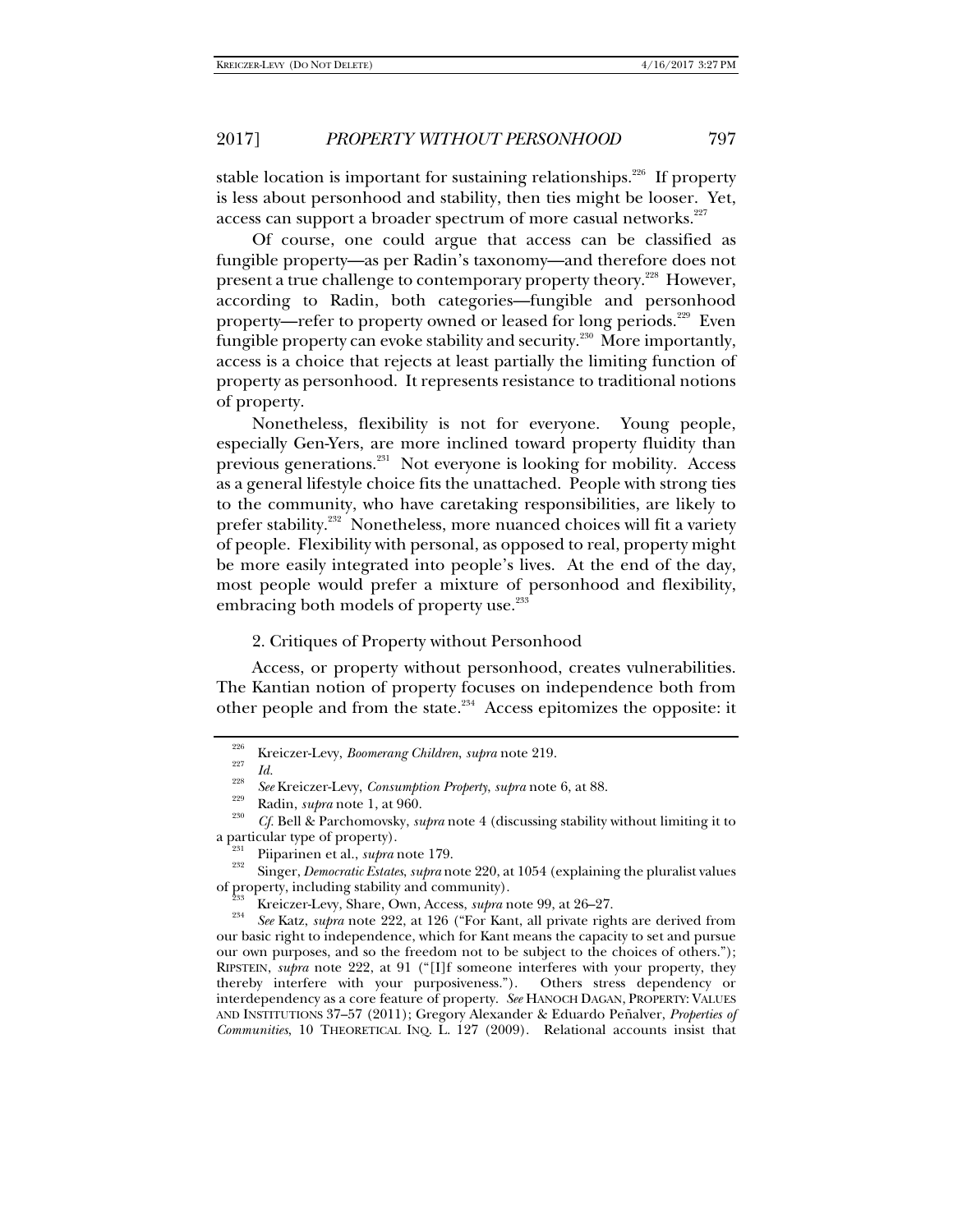stable location is important for sustaining relationships.[226] If property is less about personhood and stability, then ties might be looser. Yet, access can support a broader spectrum of more casual networks.[227]

Of course, one could argue that access can be classified as fungible property—as per Radin's taxonomy—and therefore does not present a true challenge to contemporary property theory.[228] However, according to Radin, both categories—fungible and personhood property—refer to property owned or leased for long periods.[229] Even fungible property can evoke stability and security.[230] More importantly, access is a choice that rejects at least partially the limiting function of property as personhood. It represents resistance to traditional notions of property.

Nonetheless, flexibility is not for everyone. Young people, especially Gen-Yers, are more inclined toward property fluidity than previous generations.[231] Not everyone is looking for mobility. Access as a general lifestyle choice fits the unattached. People with strong ties to the community, who have caretaking responsibilities, are likely to prefer stability.[232] Nonetheless, more nuanced choices will fit a variety of people. Flexibility with personal, as opposed to real, property might be more easily integrated into people's lives. At the end of the day, most people would prefer a mixture of personhood and flexibility, embracing both models of property use.[233]

2. Critiques of Property without Personhood

Access, or property without personhood, creates vulnerabilities. The Kantian notion of property focuses on independence both from other people and from the state.[234] Access epitomizes the opposite: it

---

[226] Kreiczer-Levy, *Boomerang Children*, *supra* note 219.

[227] *Id.*

[228] *See* Kreiczer-Levy, *Consumption Property*, *supra* note 6, at 88.

[229] Radin, *supra* note 1, at 960.

[230] *Cf.* Bell & Parchomovsky, *supra* note 4 (discussing stability without limiting it to a particular type of property).

[231] Piiparinen et al., *supra* note 179.

[232] Singer, *Democratic Estates*, *supra* note 220, at 1054 (explaining the pluralist values of property, including stability and community).

[233] Kreiczer-Levy, Share, Own, Access, *supra* note 99, at 26–27.

[234] *See* Katz, *supra* note 222, at 126 ("For Kant, all private rights are derived from our basic right to independence, which for Kant means the capacity to set and pursue our own purposes, and so the freedom not to be subject to the choices of others."); RIPSTEIN, *supra* note 222, at 91 ("[I]f someone interferes with your property, they thereby interfere with your purposiveness."). Others stress dependency or interdependency as a core feature of property. *See* HANOCH DAGAN, PROPERTY: VALUES AND INSTITUTIONS 37–57 (2011); Gregory Alexander & Eduardo Peñalver, *Properties of Communities*, 10 THEORETICAL INQ. L. 127 (2009). Relational accounts insist that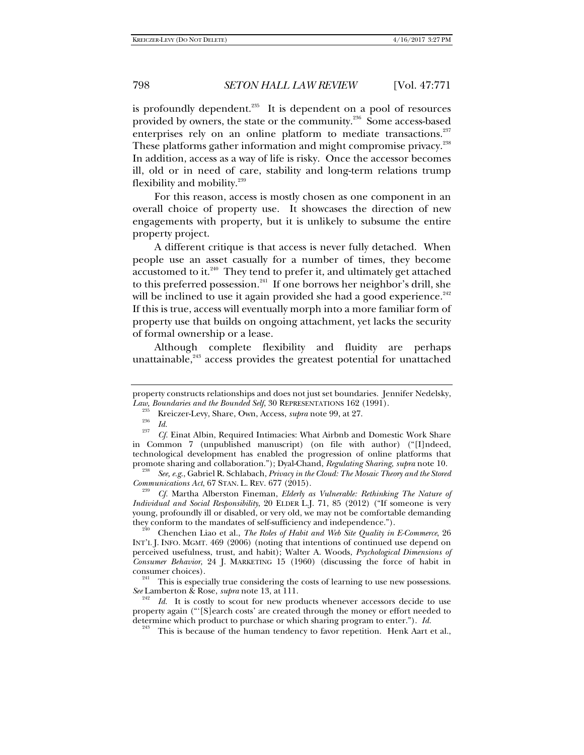is profoundly dependent.[235] It is dependent on a pool of resources provided by owners, the state or the community.[236] Some access-based enterprises rely on an online platform to mediate transactions.[237] These platforms gather information and might compromise privacy.[238] In addition, access as a way of life is risky. Once the accessor becomes ill, old or in need of care, stability and long-term relations trump flexibility and mobility.[239]

For this reason, access is mostly chosen as one component in an overall choice of property use. It showcases the direction of new engagements with property, but it is unlikely to subsume the entire property project.

A different critique is that access is never fully detached. When people use an asset casually for a number of times, they become accustomed to it.[240] They tend to prefer it, and ultimately get attached to this preferred possession.[241] If one borrows her neighbor's drill, she will be inclined to use it again provided she had a good experience.[242] If this is true, access will eventually morph into a more familiar form of property use that builds on ongoing attachment, yet lacks the security of formal ownership or a lease.

Although complete flexibility and fluidity are perhaps unattainable,[243] access provides the greatest potential for unattached

---

property constructs relationships and does not just set boundaries. Jennifer Nedelsky, *Law, Boundaries and the Bounded Self*, 30 REPRESENTATIONS 162 (1991).

[235] Kreiczer-Levy, Share, Own, Access, *supra* note 99, at 27.

[236] *Id.*

[237] *Cf.* Einat Albin, Required Intimacies: What Airbnb and Domestic Work Share in Common 7 (unpublished manuscript) (on file with author) ("[I]ndeed, technological development has enabled the progression of online platforms that promote sharing and collaboration."); Dyal-Chand, *Regulating Sharing*, *supra* note 10.

[238] *See, e.g.*, Gabriel R. Schlabach, *Privacy in the Cloud: The Mosaic Theory and the Stored Communications Act*, 67 STAN. L. REV. 677 (2015).

[239] *Cf.* Martha Alberston Fineman, *Elderly as Vulnerable: Rethinking The Nature of Individual and Social Responsibility*, 20 ELDER L.J. 71, 85 (2012) ("If someone is very young, profoundly ill or disabled, or very old, we may not be comfortable demanding they conform to the mandates of self-sufficiency and independence.").

[240] Chenchen Liao et al., *The Roles of Habit and Web Site Quality in E-Commerce*, 26 INT'L J. INFO. MGMT. 469 (2006) (noting that intentions of continued use depend on perceived usefulness, trust, and habit); Walter A. Woods, *Psychological Dimensions of Consumer Behavior*, 24 J. MARKETING 15 (1960) (discussing the force of habit in consumer choices).

[241] This is especially true considering the costs of learning to use new possessions. *See* Lamberton & Rose, *supra* note 13, at 111.

[242] *Id.* It is costly to scout for new products whenever accessors decide to use property again ("'[S]earch costs' are created through the money or effort needed to determine which product to purchase or which sharing program to enter."). *Id.*

[243] This is because of the human tendency to favor repetition. Henk Aart et al.,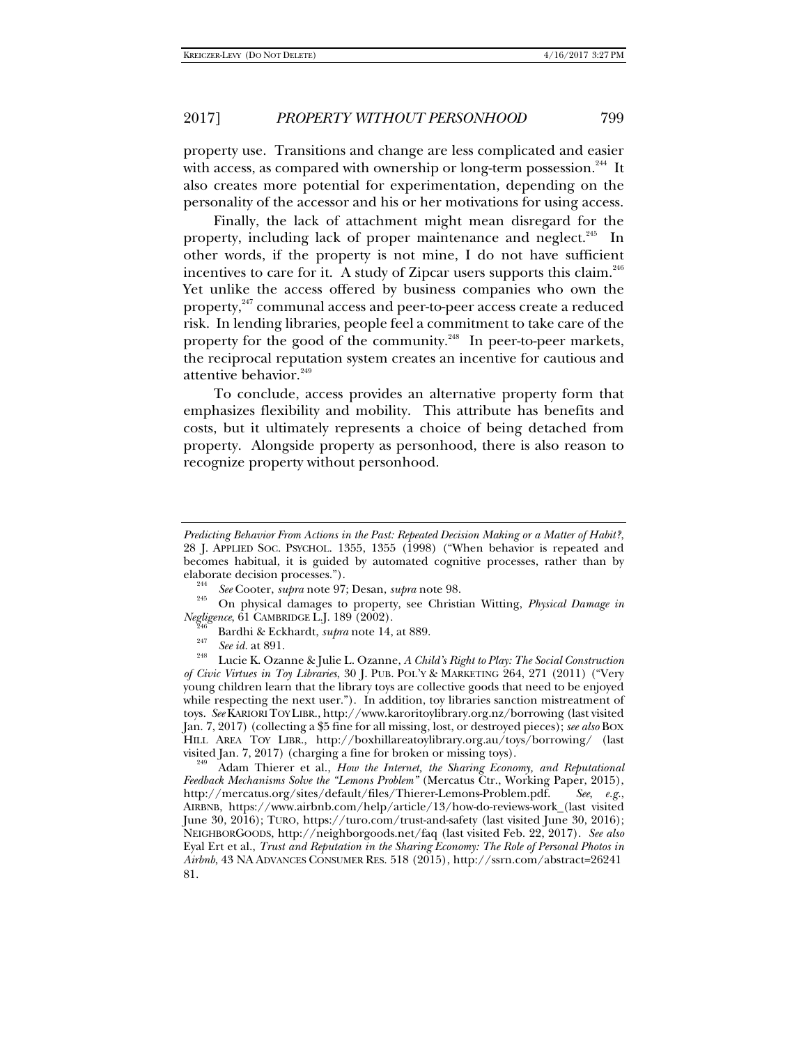property use. Transitions and change are less complicated and easier with access, as compared with ownership or long-term possession.[244] It also creates more potential for experimentation, depending on the personality of the accessor and his or her motivations for using access.

Finally, the lack of attachment might mean disregard for the property, including lack of proper maintenance and neglect.[245] In other words, if the property is not mine, I do not have sufficient incentives to care for it. A study of Zipcar users supports this claim.[246] Yet unlike the access offered by business companies who own the property,[247] communal access and peer-to-peer access create a reduced risk. In lending libraries, people feel a commitment to take care of the property for the good of the community.[248] In peer-to-peer markets, the reciprocal reputation system creates an incentive for cautious and attentive behavior.[249]

To conclude, access provides an alternative property form that emphasizes flexibility and mobility. This attribute has benefits and costs, but it ultimately represents a choice of being detached from property. Alongside property as personhood, there is also reason to recognize property without personhood.

---

*Predicting Behavior From Actions in the Past: Repeated Decision Making or a Matter of Habit?*, 28 J. APPLIED SOC. PSYCHOL. 1355, 1355 (1998) ("When behavior is repeated and becomes habitual, it is guided by automated cognitive processes, rather than by elaborate decision processes.").

[244] *See* Cooter, *supra* note 97; Desan, *supra* note 98.

[245] On physical damages to property, see Christian Witting, *Physical Damage in Negligence*, 61 CAMBRIDGE L.J. 189 (2002).

[246] Bardhi & Eckhardt, *supra* note 14, at 889.

[247] *See id.* at 891.

[248] Lucie K. Ozanne & Julie L. Ozanne, *A Child's Right to Play: The Social Construction of Civic Virtues in Toy Libraries*, 30 J. PUB. POL'Y & MARKETING 264, 271 (2011) ("Very young children learn that the library toys are collective goods that need to be enjoyed while respecting the next user."). In addition, toy libraries sanction mistreatment of toys. *See* KARIORI TOY LIBR., http://www.karoritoylibrary.org.nz/borrowing (last visited Jan. 7, 2017) (collecting a $5 fine for all missing, lost, or destroyed pieces); *see also* BOX HILL AREA TOY LIBR., http://boxhillareatoylibrary.org.au/toys/borrowing/ (last visited Jan. 7, 2017) (charging a fine for broken or missing toys).

[249] Adam Thierer et al., *How the Internet, the Sharing Economy, and Reputational Feedback Mechanisms Solve the "Lemons Problem"* (Mercatus Ctr., Working Paper, 2015), http://mercatus.org/sites/default/files/Thierer-Lemons-Problem.pdf. *See, e.g.*, AIRBNB, https://www.airbnb.com/help/article/13/how-do-reviews-work_(last visited June 30, 2016); TURO, https://turo.com/trust-and-safety (last visited June 30, 2016); NEIGHBORGOODS, http://neighborgoods.net/faq (last visited Feb. 22, 2017). *See also* Eyal Ert et al., *Trust and Reputation in the Sharing Economy: The Role of Personal Photos in Airbnb*, 43 NA ADVANCES CONSUMER RES. 518 (2015), http://ssrn.com/abstract=2624181.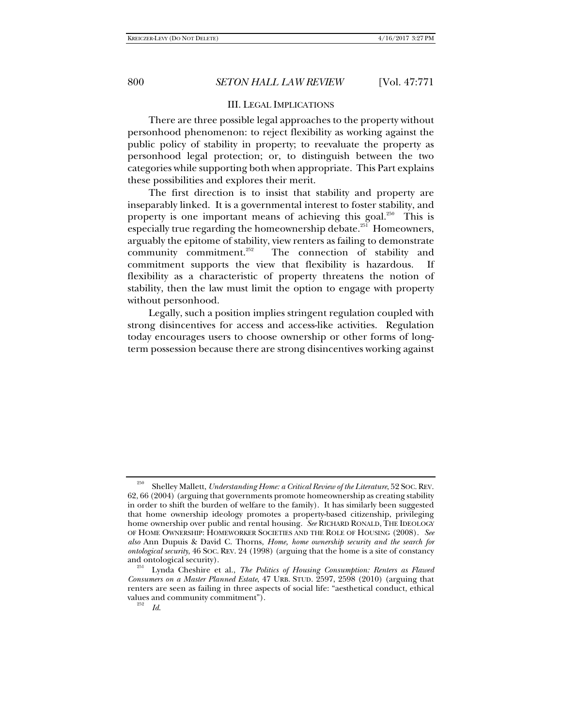## III. LEGAL IMPLICATIONS

There are three possible legal approaches to the property without personhood phenomenon: to reject flexibility as working against the public policy of stability in property; to reevaluate the property as personhood legal protection; or, to distinguish between the two categories while supporting both when appropriate. This Part explains these possibilities and explores their merit.

The first direction is to insist that stability and property are inseparably linked. It is a governmental interest to foster stability, and property is one important means of achieving this goal.[250] This is especially true regarding the homeownership debate.[251] Homeowners, arguably the epitome of stability, view renters as failing to demonstrate community commitment.[252] The connection of stability and commitment supports the view that flexibility is hazardous. If flexibility as a characteristic of property threatens the notion of stability, then the law must limit the option to engage with property without personhood.

Legally, such a position implies stringent regulation coupled with strong disincentives for access and access-like activities. Regulation today encourages users to choose ownership or other forms of long-term possession because there are strong disincentives working against

---

[250] Shelley Mallett, *Understanding Home: a Critical Review of the Literature*, 52 SOC. REV. 62, 66 (2004) (arguing that governments promote homeownership as creating stability in order to shift the burden of welfare to the family). It has similarly been suggested that home ownership ideology promotes a property-based citizenship, privileging home ownership over public and rental housing. *See* RICHARD RONALD, THE IDEOLOGY OF HOME OWNERSHIP: HOMEWORKER SOCIETIES AND THE ROLE OF HOUSING (2008). *See also* Ann Dupuis & David C. Thorns, *Home, home ownership security and the search for ontological security*, 46 SOC. REV. 24 (1998) (arguing that the home is a site of constancy and ontological security).

[251] Lynda Cheshire et al., *The Politics of Housing Consumption: Renters as Flawed Consumers on a Master Planned Estate*, 47 URB. STUD. 2597, 2598 (2010) (arguing that renters are seen as failing in three aspects of social life: "aesthetical conduct, ethical values and community commitment").

[252] *Id.*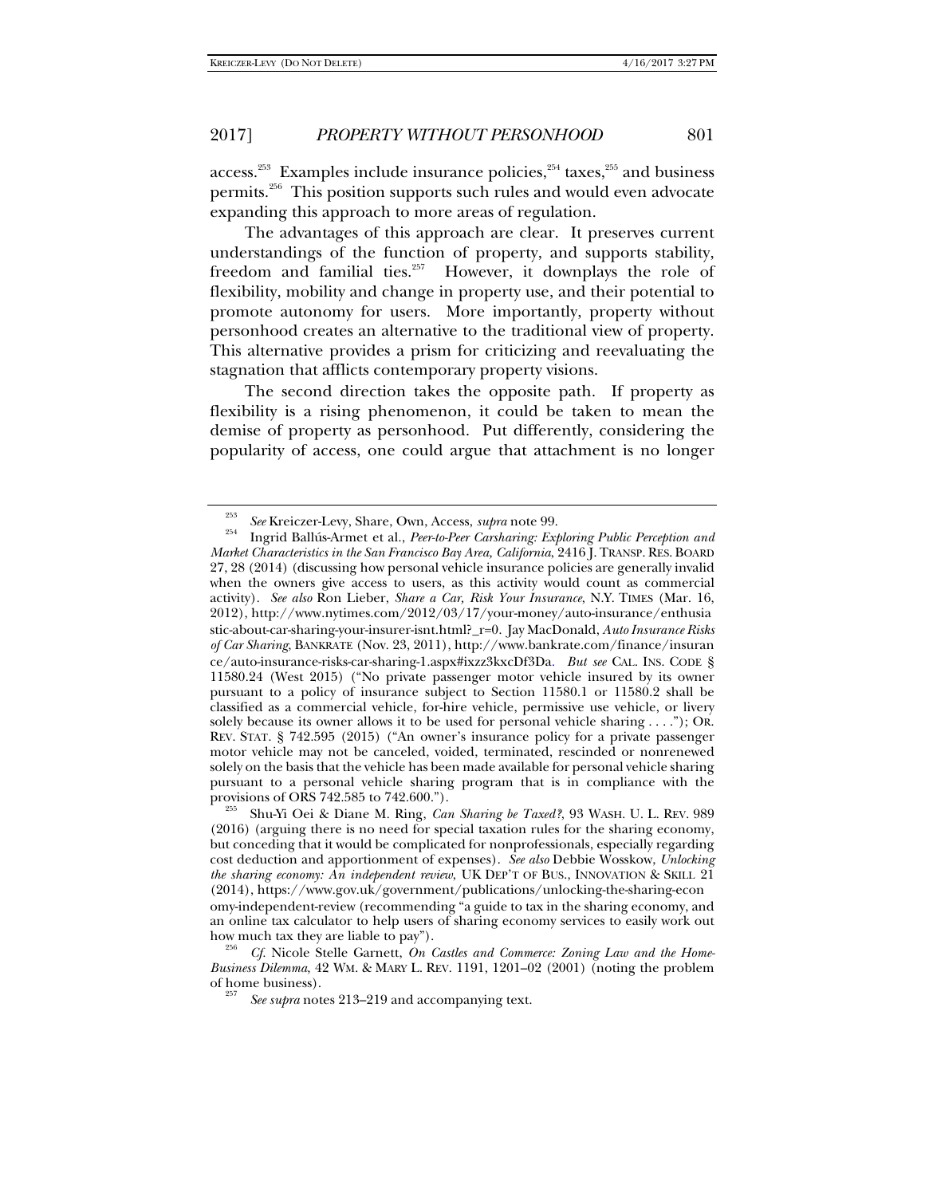access.[253] Examples include insurance policies,[254] taxes,[255] and business permits.[256] This position supports such rules and would even advocate expanding this approach to more areas of regulation.

The advantages of this approach are clear. It preserves current understandings of the function of property, and supports stability, freedom and familial ties.[257] However, it downplays the role of flexibility, mobility and change in property use, and their potential to promote autonomy for users. More importantly, property without personhood creates an alternative to the traditional view of property. This alternative provides a prism for criticizing and reevaluating the stagnation that afflicts contemporary property visions.

The second direction takes the opposite path. If property as flexibility is a rising phenomenon, it could be taken to mean the demise of property as personhood. Put differently, considering the popularity of access, one could argue that attachment is no longer

---

[253] *See* Kreiczer-Levy, Share, Own, Access, *supra* note 99.

[254] Ingrid Ballús-Armet et al., *Peer-to-Peer Carsharing: Exploring Public Perception and Market Characteristics in the San Francisco Bay Area, California*, 2416 J. TRANSP. RES. BOARD 27, 28 (2014) (discussing how personal vehicle insurance policies are generally invalid when the owners give access to users, as this activity would count as commercial activity). *See also* Ron Lieber, *Share a Car, Risk Your Insurance*, N.Y. TIMES (Mar. 16, 2012), http://www.nytimes.com/2012/03/17/your-money/auto-insurance/enthusiastic-about-car-sharing-your-insurer-isnt.html?_r=0. Jay MacDonald, *Auto Insurance Risks of Car Sharing*, BANKRATE (Nov. 23, 2011), http://www.bankrate.com/finance/insurance/auto-insurance-risks-car-sharing-1.aspx#ixzz3kxcDf3Da. *But see* CAL. INS. CODE § 11580.24 (West 2015) ("No private passenger motor vehicle insured by its owner pursuant to a policy of insurance subject to Section 11580.1 or 11580.2 shall be classified as a commercial vehicle, for-hire vehicle, permissive use vehicle, or livery solely because its owner allows it to be used for personal vehicle sharing . . . ."); OR. REV. STAT. § 742.595 (2015) ("An owner's insurance policy for a private passenger motor vehicle may not be canceled, voided, terminated, rescinded or nonrenewed solely on the basis that the vehicle has been made available for personal vehicle sharing pursuant to a personal vehicle sharing program that is in compliance with the provisions of ORS 742.585 to 742.600.").

[255] Shu-Yi Oei & Diane M. Ring, *Can Sharing be Taxed?*, 93 WASH. U. L. REV. 989 (2016) (arguing there is no need for special taxation rules for the sharing economy, but conceding that it would be complicated for nonprofessionals, especially regarding cost deduction and apportionment of expenses). *See also* Debbie Wosskow, *Unlocking the sharing economy: An independent review*, UK DEP'T OF BUS., INNOVATION & SKILL 21 (2014), https://www.gov.uk/government/publications/unlocking-the-sharing-economy-independent-review (recommending "a guide to tax in the sharing economy, and an online tax calculator to help users of sharing economy services to easily work out how much tax they are liable to pay").

[256] *Cf.* Nicole Stelle Garnett, *On Castles and Commerce: Zoning Law and the Home-Business Dilemma*, 42 WM. & MARY L. REV. 1191, 1201–02 (2001) (noting the problem of home business).

[257] *See supra* notes 213–219 and accompanying text.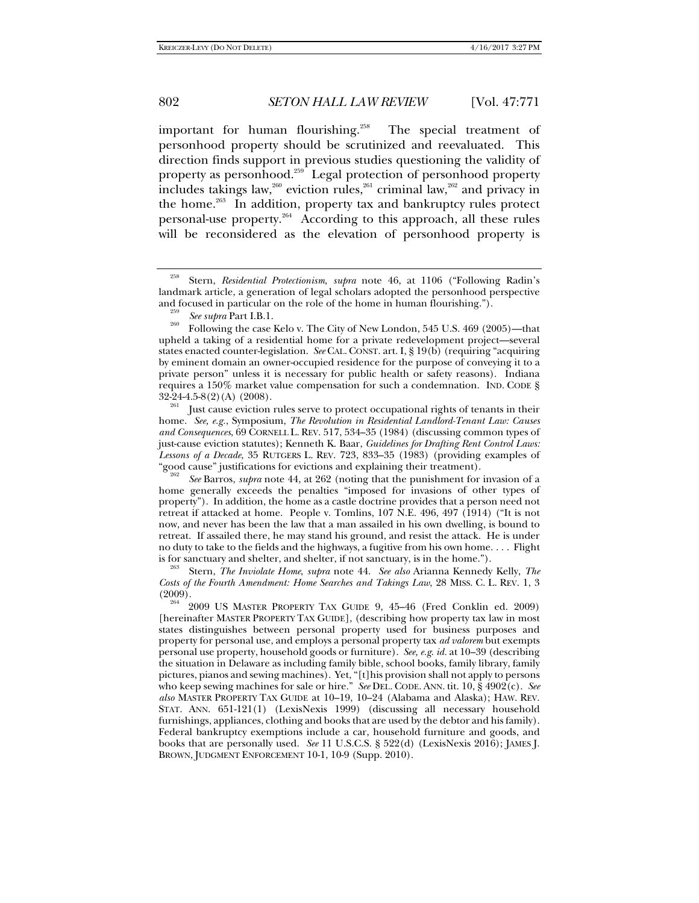important for human flourishing.[258] The special treatment of personhood property should be scrutinized and reevaluated. This direction finds support in previous studies questioning the validity of property as personhood.[259] Legal protection of personhood property includes takings law,[260] eviction rules,[261] criminal law,[262] and privacy in the home.[263] In addition, property tax and bankruptcy rules protect personal-use property.[264] According to this approach, all these rules will be reconsidered as the elevation of personhood property is

---

[258] Stern, *Residential Protectionism*, *supra* note 46, at 1106 ("Following Radin's landmark article, a generation of legal scholars adopted the personhood perspective and focused in particular on the role of the home in human flourishing.").

[259] *See supra* Part I.B.1.

[260] Following the case Kelo v. The City of New London, 545 U.S. 469 (2005)—that upheld a taking of a residential home for a private redevelopment project—several states enacted counter-legislation. *See* CAL. CONST. art. I, § 19(b) (requiring "acquiring by eminent domain an owner-occupied residence for the purpose of conveying it to a private person" unless it is necessary for public health or safety reasons). Indiana requires a 150% market value compensation for such a condemnation. IND. CODE § 32-24-4.5-8(2)(A) (2008).

[261] Just cause eviction rules serve to protect occupational rights of tenants in their home. *See, e.g.*, Symposium, *The Revolution in Residential Landlord-Tenant Law: Causes and Consequences*, 69 CORNELL L. REV. 517, 534–35 (1984) (discussing common types of just-cause eviction statutes); Kenneth K. Baar, *Guidelines for Drafting Rent Control Laws: Lessons of a Decade*, 35 RUTGERS L. REV. 723, 833–35 (1983) (providing examples of "good cause" justifications for evictions and explaining their treatment).

[262] *See* Barros, *supra* note 44, at 262 (noting that the punishment for invasion of a home generally exceeds the penalties "imposed for invasions of other types of property"). In addition, the home as a castle doctrine provides that a person need not retreat if attacked at home. People v. Tomlins, 107 N.E. 496, 497 (1914) ("It is not now, and never has been the law that a man assailed in his own dwelling, is bound to retreat. If assailed there, he may stand his ground, and resist the attack. He is under no duty to take to the fields and the highways, a fugitive from his own home. . . . Flight is for sanctuary and shelter, and shelter, if not sanctuary, is in the home.").

[263] Stern, *The Inviolate Home*, *supra* note 44. *See also* Arianna Kennedy Kelly, *The Costs of the Fourth Amendment: Home Searches and Takings Law,* 28 MISS. C. L. REV. 1, 3 (2009).

[264] 2009 US MASTER PROPERTY TAX GUIDE 9, 45–46 (Fred Conklin ed. 2009) [hereinafter MASTER PROPERTY TAX GUIDE], (describing how property tax law in most states distinguishes between personal property used for business purposes and property for personal use, and employs a personal property tax *ad valorem* but exempts personal use property, household goods or furniture). *See, e.g. id.* at 10–39 (describing the situation in Delaware as including family bible, school books, family library, family pictures, pianos and sewing machines). Yet, "[t]his provision shall not apply to persons who keep sewing machines for sale or hire." *See* DEL. CODE. ANN. tit. 10, § 4902(c). *See also* MASTER PROPERTY TAX GUIDE at 10–19, 10–24 (Alabama and Alaska); HAW. REV. STAT. ANN. 651-121(1) (LexisNexis 1999) (discussing all necessary household furnishings, appliances, clothing and books that are used by the debtor and his family). Federal bankruptcy exemptions include a car, household furniture and goods, and books that are personally used. *See* 11 U.S.C.S. § 522(d) (LexisNexis 2016); JAMES J. BROWN, JUDGMENT ENFORCEMENT 10-1, 10-9 (Supp. 2010).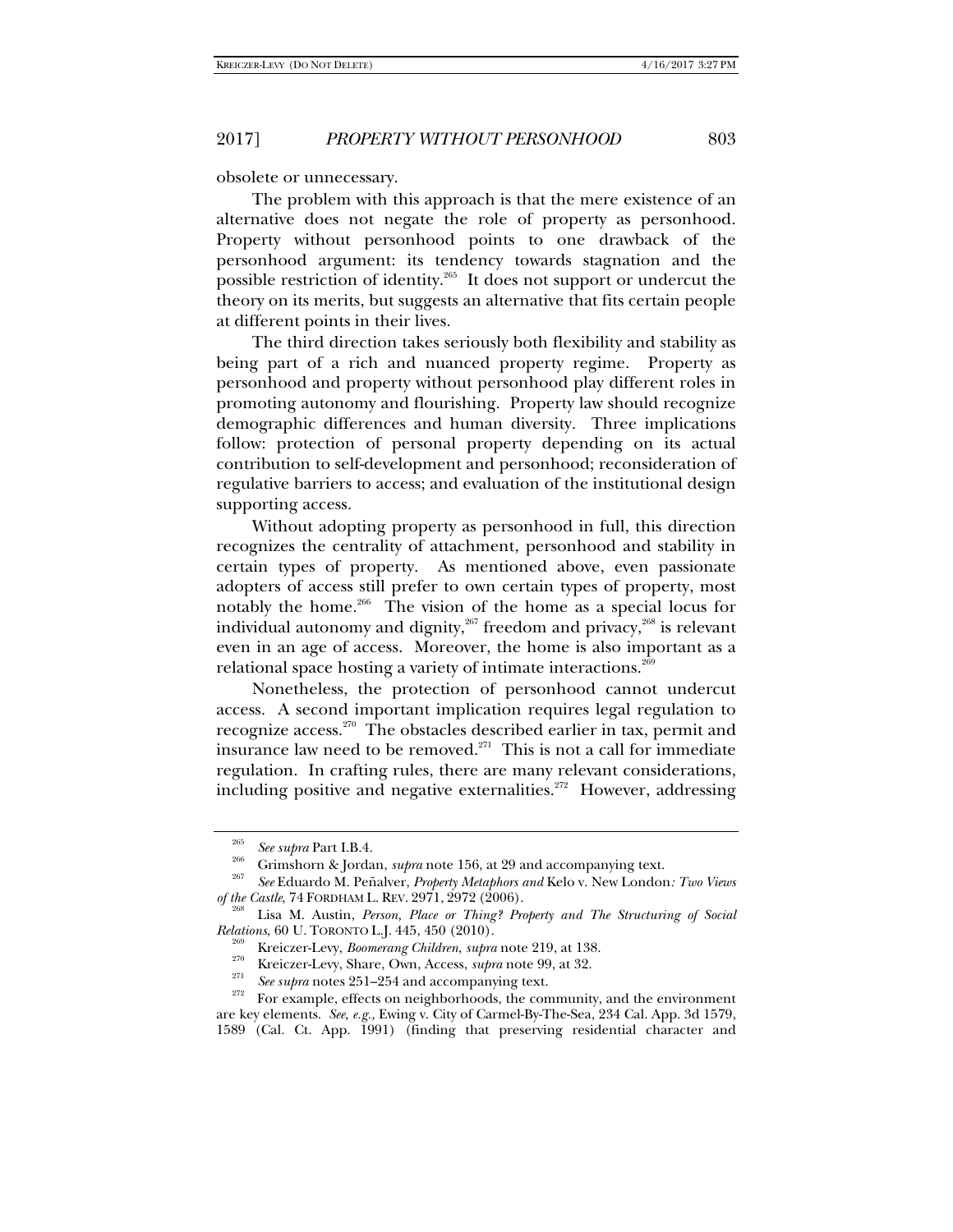obsolete or unnecessary.

The problem with this approach is that the mere existence of an alternative does not negate the role of property as personhood. Property without personhood points to one drawback of the personhood argument: its tendency towards stagnation and the possible restriction of identity.[265] It does not support or undercut the theory on its merits, but suggests an alternative that fits certain people at different points in their lives.

The third direction takes seriously both flexibility and stability as being part of a rich and nuanced property regime. Property as personhood and property without personhood play different roles in promoting autonomy and flourishing. Property law should recognize demographic differences and human diversity. Three implications follow: protection of personal property depending on its actual contribution to self-development and personhood; reconsideration of regulative barriers to access; and evaluation of the institutional design supporting access.

Without adopting property as personhood in full, this direction recognizes the centrality of attachment, personhood and stability in certain types of property. As mentioned above, even passionate adopters of access still prefer to own certain types of property, most notably the home.[266] The vision of the home as a special locus for individual autonomy and dignity,[267] freedom and privacy,[268] is relevant even in an age of access. Moreover, the home is also important as a relational space hosting a variety of intimate interactions.[269]

Nonetheless, the protection of personhood cannot undercut access. A second important implication requires legal regulation to recognize access.[270] The obstacles described earlier in tax, permit and insurance law need to be removed.[271] This is not a call for immediate regulation. In crafting rules, there are many relevant considerations, including positive and negative externalities.[272] However, addressing

---

[265] *See supra* Part I.B.4.

[266] Grimshorn & Jordan, *supra* note 156, at 29 and accompanying text.

[267] *See* Eduardo M. Peñalver, *Property Metaphors and* Kelo v. New London*: Two Views of the Castle*, 74 FORDHAM L. REV. 2971, 2972 (2006).

[268] Lisa M. Austin, *Person, Place or Thing? Property and The Structuring of Social Relations*, 60 U. TORONTO L.J. 445, 450 (2010).

[269] Kreiczer-Levy, *Boomerang Children*, *supra* note 219, at 138.

[270] Kreiczer-Levy, Share, Own, Access, *supra* note 99, at 32.

[271] *See supra* notes 251–254 and accompanying text.

[272] For example, effects on neighborhoods, the community, and the environment are key elements. *See, e.g.,* Ewing v. City of Carmel-By-The-Sea, 234 Cal. App. 3d 1579, 1589 (Cal. Ct. App. 1991) (finding that preserving residential character and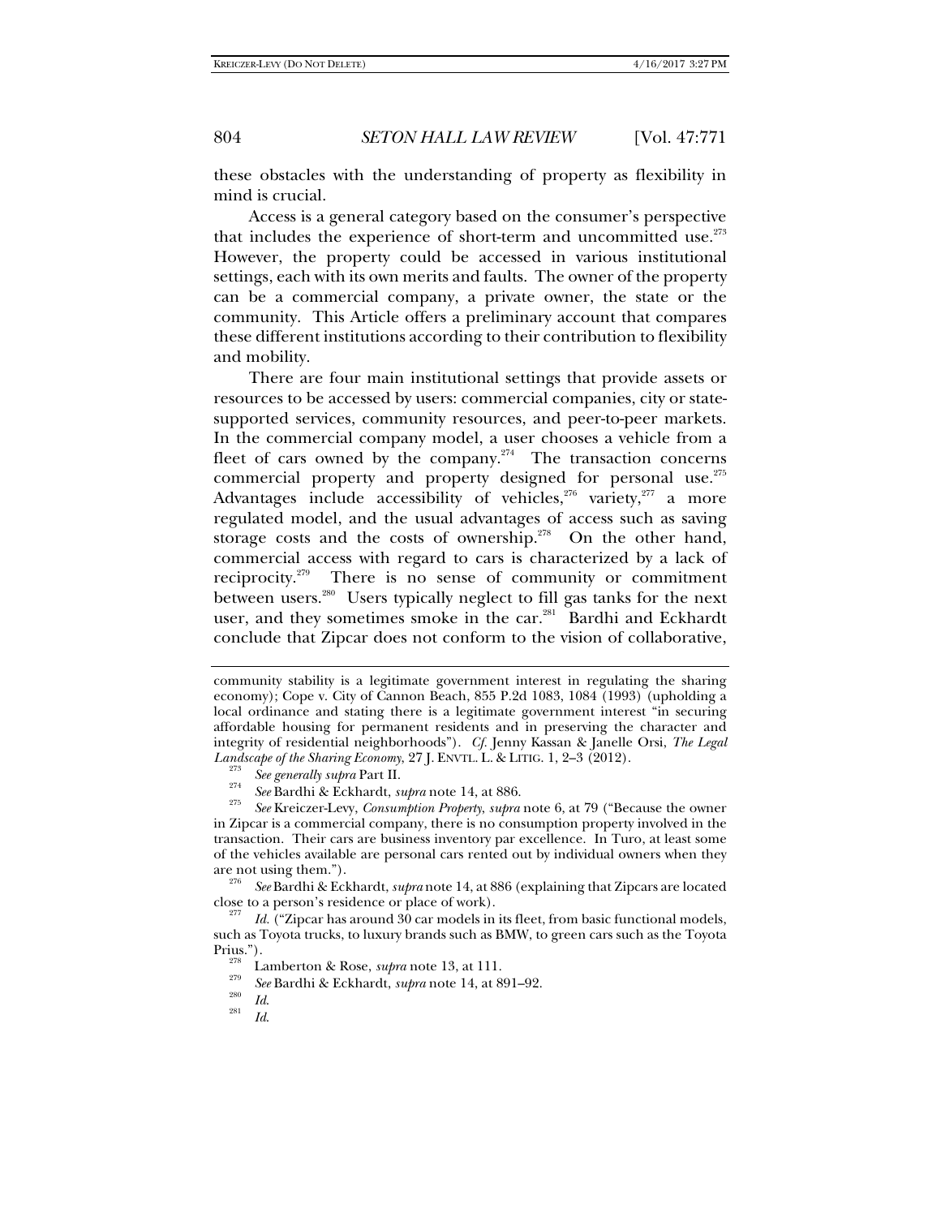these obstacles with the understanding of property as flexibility in mind is crucial.

Access is a general category based on the consumer's perspective that includes the experience of short-term and uncommitted use.[273] However, the property could be accessed in various institutional settings, each with its own merits and faults. The owner of the property can be a commercial company, a private owner, the state or the community. This Article offers a preliminary account that compares these different institutions according to their contribution to flexibility and mobility.

There are four main institutional settings that provide assets or resources to be accessed by users: commercial companies, city or state-supported services, community resources, and peer-to-peer markets. In the commercial company model, a user chooses a vehicle from a fleet of cars owned by the company.[274] The transaction concerns commercial property and property designed for personal use.[275] Advantages include accessibility of vehicles,[276] variety,[277] a more regulated model, and the usual advantages of access such as saving storage costs and the costs of ownership.[278] On the other hand, commercial access with regard to cars is characterized by a lack of reciprocity.[279] There is no sense of community or commitment between users.[280] Users typically neglect to fill gas tanks for the next user, and they sometimes smoke in the car.[281] Bardhi and Eckhardt conclude that Zipcar does not conform to the vision of collaborative,

---

community stability is a legitimate government interest in regulating the sharing economy); Cope v. City of Cannon Beach, 855 P.2d 1083, 1084 (1993) (upholding a local ordinance and stating there is a legitimate government interest "in securing affordable housing for permanent residents and in preserving the character and integrity of residential neighborhoods"). *Cf.* Jenny Kassan & Janelle Orsi, *The Legal Landscape of the Sharing Economy*, 27 J. ENVTL. L. & LITIG. 1, 2–3 (2012).

[273] *See generally supra* Part II.

[274] *See* Bardhi & Eckhardt, *supra* note 14, at 886.

[275] *See* Kreiczer-Levy, *Consumption Property*, *supra* note 6, at 79 ("Because the owner in Zipcar is a commercial company, there is no consumption property involved in the transaction. Their cars are business inventory par excellence. In Turo, at least some of the vehicles available are personal cars rented out by individual owners when they are not using them.").

[276] *See* Bardhi & Eckhardt, *supra* note 14, at 886 (explaining that Zipcars are located close to a person's residence or place of work).

[277] *Id.* ("Zipcar has around 30 car models in its fleet, from basic functional models, such as Toyota trucks, to luxury brands such as BMW, to green cars such as the Toyota Prius.").

[278] Lamberton & Rose, *supra* note 13, at 111.

[279] *See* Bardhi & Eckhardt, *supra* note 14, at 891–92.

[280] *Id.*

[281] *Id.*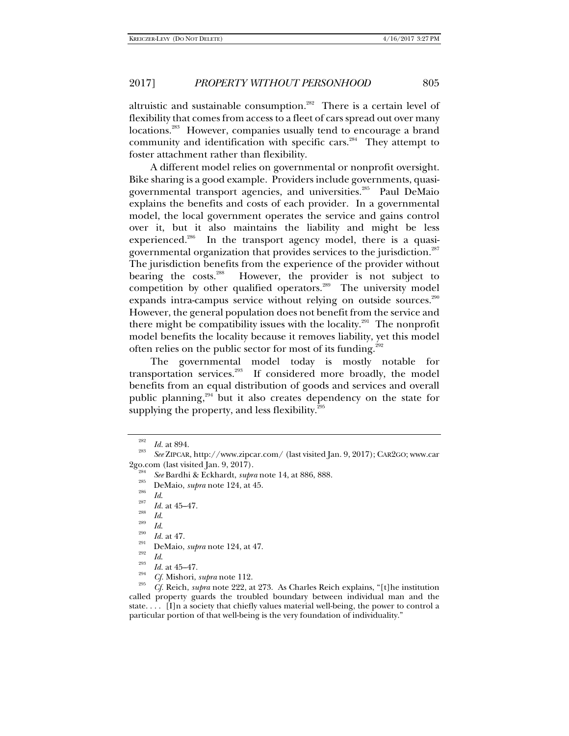altruistic and sustainable consumption.[282] There is a certain level of flexibility that comes from access to a fleet of cars spread out over many locations.[283] However, companies usually tend to encourage a brand community and identification with specific cars.[284] They attempt to foster attachment rather than flexibility.

A different model relies on governmental or nonprofit oversight. Bike sharing is a good example. Providers include governments, quasi-governmental transport agencies, and universities.[285] Paul DeMaio explains the benefits and costs of each provider. In a governmental model, the local government operates the service and gains control over it, but it also maintains the liability and might be less experienced.[286] In the transport agency model, there is a quasi-governmental organization that provides services to the jurisdiction.[287] The jurisdiction benefits from the experience of the provider without bearing the costs.[288] However, the provider is not subject to competition by other qualified operators.[289] The university model expands intra-campus service without relying on outside sources.[290] However, the general population does not benefit from the service and there might be compatibility issues with the locality.[291] The nonprofit model benefits the locality because it removes liability, yet this model often relies on the public sector for most of its funding.[292]

The governmental model today is mostly notable for transportation services.[293] If considered more broadly, the model benefits from an equal distribution of goods and services and overall public planning,[294] but it also creates dependency on the state for supplying the property, and less flexibility.[295]

---

[282] *Id.* at 894.

[283] *See* ZIPCAR, http://www.zipcar.com/ (last visited Jan. 9, 2017); CAR2GO; www.car2go.com (last visited Jan. 9, 2017).

[284] *See* Bardhi & Eckhardt, *supra* note 14, at 886, 888.

[285] DeMaio, *supra* note 124, at 45.

[286] *Id.*

[287] *Id.* at 45–47.

[288] *Id.*

[289] *Id.*

[290] *Id.* at 47.

[291] DeMaio, *supra* note 124, at 47.

[292] *Id.*

[293] *Id.* at 45–47.

[294] *Cf.* Mishori, *supra* note 112.

[295] *Cf.* Reich, *supra* note 222, at 273. As Charles Reich explains, "[t]he institution called property guards the troubled boundary between individual man and the state. . . . [I]n a society that chiefly values material well-being, the power to control a particular portion of that well-being is the very foundation of individuality."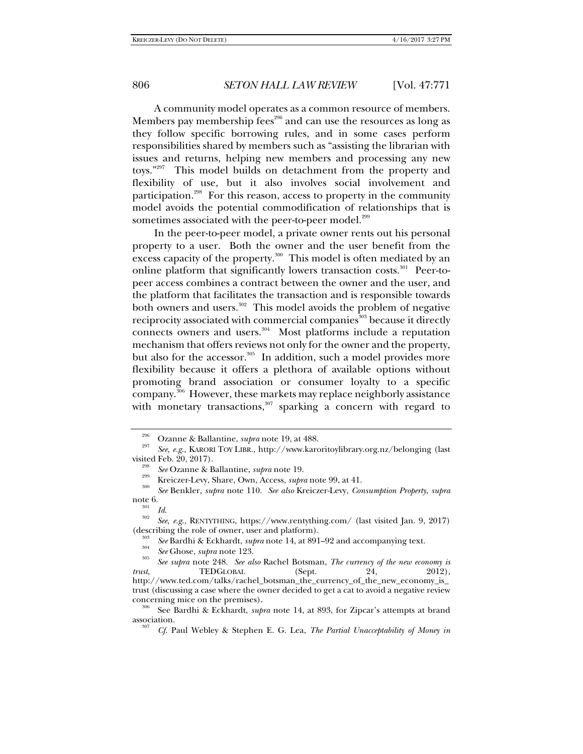A community model operates as a common resource of members. Members pay membership fees[296] and can use the resources as long as they follow specific borrowing rules, and in some cases perform responsibilities shared by members such as "assisting the librarian with issues and returns, helping new members and processing any new toys."[297] This model builds on detachment from the property and flexibility of use, but it also involves social involvement and participation.[298] For this reason, access to property in the community model avoids the potential commodification of relationships that is sometimes associated with the peer-to-peer model.[299]

In the peer-to-peer model, a private owner rents out his personal property to a user. Both the owner and the user benefit from the excess capacity of the property.[300] This model is often mediated by an online platform that significantly lowers transaction costs.[301] Peer-to-peer access combines a contract between the owner and the user, and the platform that facilitates the transaction and is responsible towards both owners and users.[302] This model avoids the problem of negative reciprocity associated with commercial companies[303] because it directly connects owners and users.[304] Most platforms include a reputation mechanism that offers reviews not only for the owner and the property, but also for the accessor.[305] In addition, such a model provides more flexibility because it offers a plethora of available options without promoting brand association or consumer loyalty to a specific company.[306] However, these markets may replace neighborly assistance with monetary transactions,[307] sparking a concern with regard to

---

[296] Ozanne & Ballantine, *supra* note 19, at 488.

[297] *See, e.g.*, KARORI TOY LIBR., http://www.karoritoylibrary.org.nz/belonging (last visited Feb. 20, 2017).

[298] *See* Ozanne & Ballantine, *supra* note 19.

[299] Kreiczer-Levy, Share, Own, Access, *supra* note 99, at 41.

[300] *See* Benkler, *supra* note 110. *See also* Kreiczer-Levy, *Consumption Property*, *supra* note 6.

[301] *Id.*

[302] *See, e.g.*, RENTYTHING, https://www.rentything.com/ (last visited Jan. 9, 2017) (describing the role of owner, user and platform).

[303] *See* Bardhi & Eckhardt, *supra* note 14, at 891–92 and accompanying text.

[304] *See* Ghose, *supra* note 123.

[305] *See supra* note 248. *See also* Rachel Botsman, *The currency of the new economy is trust*, TEDGLOBAL (Sept. 24, 2012), http://www.ted.com/talks/rachel_botsman_the_currency_of_the_new_economy_is_trust (discussing a case where the owner decided to get a cat to avoid a negative review concerning mice on the premises).

[306] See Bardhi & Eckhardt, *supra* note 14, at 893, for Zipcar's attempts at brand association.

[307] *Cf.* Paul Webley & Stephen E. G. Lea, *The Partial Unacceptability of Money in*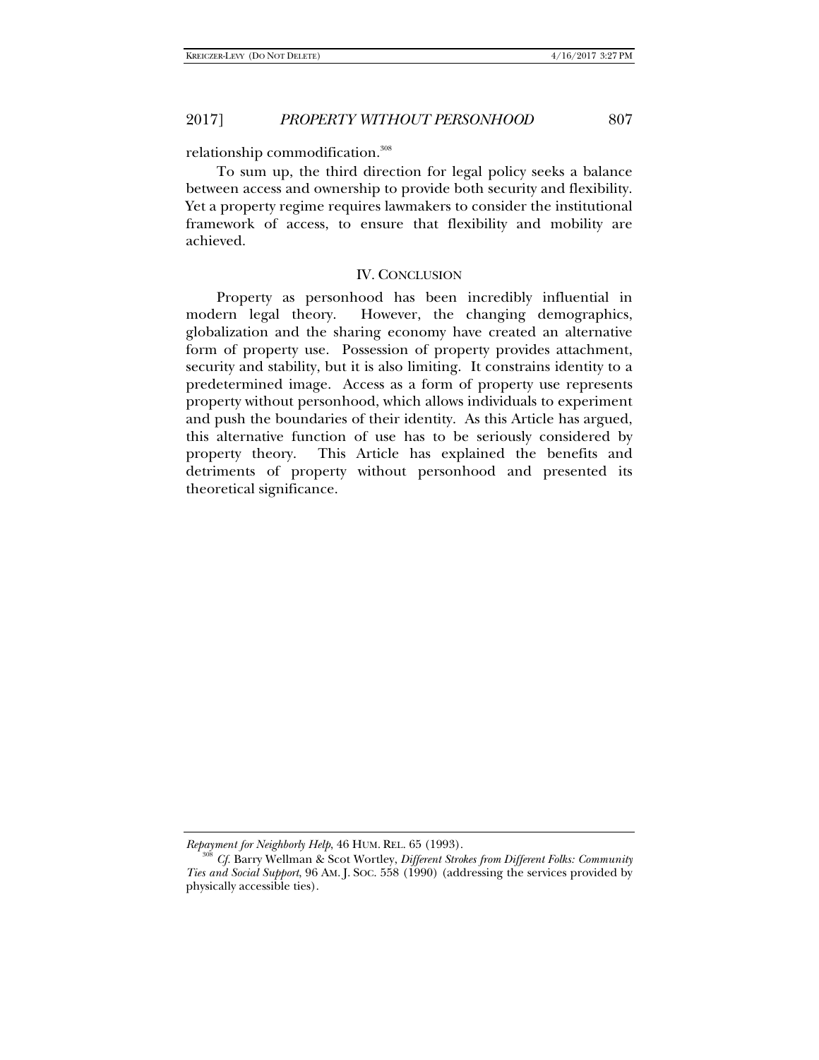relationship commodification.[308]

To sum up, the third direction for legal policy seeks a balance between access and ownership to provide both security and flexibility. Yet a property regime requires lawmakers to consider the institutional framework of access, to ensure that flexibility and mobility are achieved.

## IV. CONCLUSION

Property as personhood has been incredibly influential in modern legal theory. However, the changing demographics, globalization and the sharing economy have created an alternative form of property use. Possession of property provides attachment, security and stability, but it is also limiting. It constrains identity to a predetermined image. Access as a form of property use represents property without personhood, which allows individuals to experiment and push the boundaries of their identity. As this Article has argued, this alternative function of use has to be seriously considered by property theory. This Article has explained the benefits and detriments of property without personhood and presented its theoretical significance.

---

*Repayment for Neighborly Help*, 46 HUM. REL. 65 (1993).

[308] *Cf.* Barry Wellman & Scot Wortley, *Different Strokes from Different Folks: Community Ties and Social Support*, 96 AM. J. SOC. 558 (1990) (addressing the services provided by physically accessible ties).